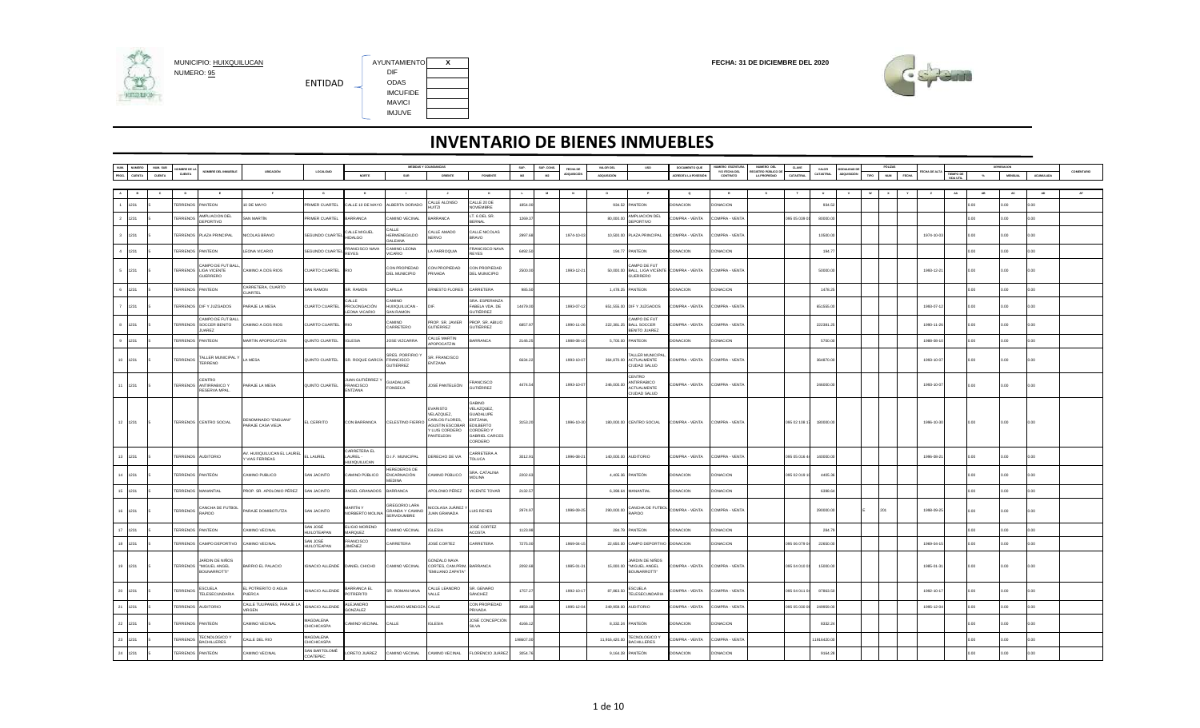MUNICIPIO: HUIXQUILUCAN
NUMERO: 95

ENTIDAD

| | |
|---|---|
| AYUNTAMIENTO | X |
| DIF | |
| ODAS | |
| IMCUFIDE | |
| MAVICI | |
| IMJUVE | |

FECHA: 31 DE DICIEMBRE DEL 2020

# INVENTARIO DE BIENES INMUEBLES

| NUM PROG. | NUMERO CUENTA | NUM. SUB CUENTA | NOMBRE DE LA CUENTA | NOMBRE DEL INMUEBLE | UBICACION | LOCALIDAD | MEDIDAS Y COLINDANCIAS NORTE | SUR | ORIENTE | PONIENTE | SUP. M2 | SUP. CONS. M2 | FECHA DE ADQUISICION | VALOR DEL ADQUISICION | USO | DOCUMENTO QUE AcREDITA LA POSESION | NUMERO ESCRITURA Y/O FECHA DEL CONTRATO | NUMERO DEL REGISTRO PUBLICO DE LA PROPIEDAD | CLAVE CATASTRAL | VALOR CATASTRAL | MODALIDAD DE ADQUISICION | POLIZAS TIPO | NUM | FECHA | FECHA DE ALTA | DEPRECIACION TIEMPO DE VIDA UTIL | % | MENSUAL | ACUMULADA | COMENTARIO |
|---|---|---|---|---|---|---|---|---|---|---|---|---|---|---|---|---|---|---|---|---|---|---|---|---|---|---|---|---|---|---|
| A | B | C | D | E | F | G | H | I | J | K | L | M | N | O | P | Q | R | S | T | U | V | W | X | Y | Z | AA | AB | AC | AD | AF |
| 1 | 1231 | 5 | TERRENOS | PANTEON | 10 DE MAYO | PRIMER CUARTEL | CALLE 10 DE MAYO | ALBERTA DORADO | CALLE ALONSO HUITZI | CALLE 20 DE NOVIEMBRE | 1854.00 | | | 934.52 | PANTEON | DONACION | DONACION | | | 934.52 | | | | | | | 0.00 | 0.00 | 0.00 | |
| 2 | 1231 | 5 | TERRENOS | AMPLIACION DEL DEPORTIVO | SAN MARTIN | PRIMER CUARTEL | BARRANCA | CAMINO VECINAL | BARRANCA | LT. 6 DEL SR. BERNAL | 1266.37 | | | 80,000.00 | AMPLIACION DEL DEPORTIVO | COMPRA - VENTA | COMPRA - VENTA | | 095 05 028 0 | 80000.00 | | | | | | | 0.00 | 0.00 | 0.00 | |
| 3 | 1231 | 5 | TERRENOS | PLAZA PRINCIPAL | NICOLAS BRAVO | SEGUNDO CUARTEL | CALLE MIGUEL HIDALGO | CALLE HERMENEGILDO GALEANA | CALLE AMADO NERVO | CALLE NICOLAS BRAVO | 2997.68 | | 1974-10-03 | 10,500.00 | PLAZA PRINCIPAL | COMPRA - VENTA | COMPRA - VENTA | | | 10500.00 | | | | | 1974-10-03 | | 0.00 | 0.00 | 0.00 | |
| 4 | 1231 | 5 | TERRENOS | PANTEON | LEONA VICARIO | SEGUNDO CUARTEL | FRANCISCO NAVA REYES | CAMINO LEONA VICARIO | LA PARROQUIA | FRANCISCO NAVA REYES | 6492.50 | | | 194.77 | PANTEON | DONACION | DONACION | | | 194.77 | | | | | | | 0.00 | 0.00 | 0.00 | |
| 5 | 1231 | 5 | TERRENOS | CAMPO DE FUT BALL LIDA VICENTE GUERRERO | CAMINO A DOS RIOS | CUARTO CUARTEL | RIO | CON PROPIEDAD DEL MUNICIPIO | CON PROPIEDAD PRIVADA | CON PROPIEDAD DEL MUNICIPIO | 2500.00 | | 1993-12-21 | 50,000.00 | CAMPO DE FUT BALL LIDA VICENTE GUERRERO | COMPRA - VENTA | COMPRA - VENTA | | | 50000.00 | | | | | 1993-12-21 | | 0.00 | 0.00 | 0.00 | |
| 6 | 1231 | 5 | TERRENOS | PANTEON | CARRETERA, CUARTO CUARTEL | SAN RAMON | SR. RAMON | CAPILLA | ERNESTO FLORES | CARRETERA | 985.50 | | | 1,478.25 | PANTEON | DONACION | DONACION | | | 1478.25 | | | | | | | 0.00 | 0.00 | 0.00 | |
| 7 | 1231 | 5 | TERRENOS | DIF Y JUZGADOS | PARAJE LA MESA | CUARTO CUARTEL | CALLE PROLONGACIÓN LEONA VICARIO | CAMINO HUIXQUILUCAN - SAN RAMON | DIF. | SRA. ESPERANZA FABELA VDA. DE GUTIERREZ | 14479.00 | | 1993-07-12 | 651,555.00 | DIF Y JUZGADOS | COMPRA - VENTA | COMPRA - VENTA | | | 651555.00 | | | | | 1993-07-12 | | 0.00 | 0.00 | 0.00 | |
| 8 | 1231 | 5 | TERRENOS | CAMPO DE FUT BALL SOCCER BENITO JUAREZ | CAMINO A DOS RIOS | CUARTO CUARTEL | RIO | CAMINO CARRETERO | PROP. SR. JAVIER GUTIERREZ | PROP. SR. ABELIO GUTIERREZ | 6857.97 | | 1990-11-26 | 222,391.25 | CAMPO DE FUT BALL SOCCER BENITO JUAREZ | COMPRA - VENTA | COMPRA - VENTA | | | 222391.25 | | | | | 1990-11-26 | | 0.00 | 0.00 | 0.00 | |
| 9 | 1231 | 5 | TERRENOS | PANTEON | MARTIN APOPOCATZIN | QUINTO CUARTEL | IGLESIA | JOSE VIZCARRA | CALLE MARTIN APOPOCATZIN | BARRANCA | 2146.25 | | 1988-08-10 | 5,700.00 | PANTEON | DONACION | DONACION | | | 5700.00 | | | | | 1988-08-10 | | 0.00 | 0.00 | 0.00 | |
| 10 | 1231 | 5 | TERRENOS | TALLER MUNICIPAL Y TERRENO | LA MESA | QUINTO CUARTEL | SR. ROQUE GARCIA | SRES. PORFIRIO Y FRANCISCO GUTIERREZ | SR. FRANCISCO ENTZANA | | 6634.22 | | 1993-10-07 | 364,970.00 | TALLER MUNICIPAL ACTUALMENTE CIUDAD SALUD | COMPRA - VENTA | COMPRA - VENTA | | | 364970.00 | | | | | 1993-10-07 | | 0.00 | 0.00 | 0.00 | |
| 11 | 1231 | 5 | TERRENOS | CENTRO ANTIRRABICO Y RESERVA MPAL. | PARAJE LA MESA | QUINTO CUARTEL | JUAN GUTIERREZ Y FRANCISCO ENTZANA | GUADALUPE FONSECA | JOSE PANTELEÓN | FRANCISCO GUTIERREZ | 4474.54 | | 1993-10-07 | 246,000.00 | CENTRO ANTIRRABICO ACTUALMENTE CIUDAD SALUD | COMPRA - VENTA | COMPRA - VENTA | | | 246000.00 | | | | | 1993-10-07 | | 0.00 | 0.00 | 0.00 | |
| 12 | 1231 | 5 | TERRENOS | CENTRO SOCIAL | DENOMINADO "ENGUANI" PARAJE CASA VIEJA | EL CERRITO | CON BARRANCA | CELESTINO FIERRO | EVARISTO VELAZQUEZ, CARLOS FLORES, AGUSTIN ESCOBAR Y LUIS CORDERO PANTELEON | GABINO VELAZQUEZ, GUADALUPE ENTZANA, EDILBERTO CORDERO Y GABRIEL CARCES CORDERO | 3153.20 | | 1996-10-30 | 180,000.00 | CENTRO SOCIAL | COMPRA - VENTA | COMPRA - VENTA | | 095 02 108 1 | 180000.00 | | | | | 1996-10-30 | | 0.00 | 0.00 | 0.00 | |
| 13 | 1231 | 5 | TERRENOS | AUDITORIO | AV. HUIXQUILUCAN EL LAUREL Y VIAS FERREAS | EL LAUREL | CARRETERA EL LAUREL - HUIXQUILUCAN | D.I.F. MUNICIPAL | DERECHO DE VIA | CARRETERA A TOLUCA | 3012.91 | | 1986-08-21 | 140,000.00 | AUDITORIO | COMPRA - VENTA | COMPRA - VENTA | | 095 05 016 4 | 140000.00 | | | | | 1986-08-21 | | 0.00 | 0.00 | 0.00 | |
| 14 | 1231 | 5 | TERRENOS | PANTEÓN | CAMINO PUBLICO | SAN JACINTO | CAMINO PUBLICO | HEREDEROS DE ENCARNACIÓN MEDINA | CAMINO PUBLICO | SRA. CATALINA MOLINA | 2202.63 | | | 4,405.36 | PANTEÓN | DONACION | DONACION | | 095 02 019 1 | 4405.36 | | | | | | | 0.00 | 0.00 | 0.00 | |
| 15 | 1231 | 5 | TERRENOS | MANANTIAL | PROP. SR. APOLONIO PEREZ | SAN JACINTO | ANGEL GRANADOS | BARRANCA | APOLONIO PEREZ | VICENTE TOVAR | 2132.57 | | | 6,398.64 | MANANTIAL | DONACION | DONACION | | | 6398.64 | | | | | | | 0.00 | 0.00 | 0.00 | |
| 16 | 1231 | 5 | TERRENOS | CANCHA DE FUTBOL RAPIDO | PARAJE DOMBOTUTZA | SAN JACINTO | MARTIN Y NORBERTO MOLINA | GREGORIO LARA GRANDA Y CAMINO SERVIDUMBRE | NICOLASA JUAREZ Y JUAN GRANADA | LUIS REYES | 2974.97 | | 1998-09-25 | 290,000.00 | CANCHA DE FUTBOL RAPIDO | COMPRA - VENTA | COMPRA - VENTA | | | 290000.00 | | E | 201 | | 1998-09-25 | | 0.00 | 0.00 | 0.00 | |
| 17 | 1231 | 5 | TERRENOS | PANTEON | CAMINO VECINAL | SAN JOSE HUILOTEAPAN | ELISIO MORENO MARQUEZ | CAMINO VECINAL | IGLESIA | JOSE CORTEZ ACOSTA | 1123.96 | | | 284.79 | PANTEON | DONACION | DONACION | | | 284.79 | | | | | | | 0.00 | 0.00 | 0.00 | |
| 18 | 1231 | 5 | TERRENOS | CAMPO DEPORTIVO | CAMINO VECINAL | SAN JOSE HUILOTEAPAN | FRANCISCO JIMÉNEZ | CARRETERA | JOSE CORTEZ | CARRETERA | 7275.00 | | 1989-04-15 | 22,650.00 | CAMPO DEPORTIVO | DONACION | DONACION | | 095 06 078 0 | 22650.00 | | | | | 1989-04-15 | | 0.00 | 0.00 | 0.00 | |
| 19 | 1231 | 5 | TERRENOS | JARDIN DE NIÑOS "MIGUEL ANGEL BOUNARROTTI" | BARRIO EL PALACIO | IGNACIO ALLENDE | DANIEL CHICHO | CAMINO VECINAL | GONZALO NAVA CORTES, CAM.PRIN. "EMILIANO ZAPATA" | BARRANCA | 2092.68 | | 1985-01-31 | 15,000.00 | JARDIN DE NIÑOS "MIGUEL ANGEL BOUNARROTTI" | COMPRA - VENTA | COMPRA - VENTA | | 095 04 010 0 | 15000.00 | | | | | 1985-01-31 | | 0.00 | 0.00 | 0.00 | |
| 20 | 1231 | 5 | TERRENOS | ESCUELA TELESECUNDARIA | EL POTRERITO O AGUA PUERCA | IGNACIO ALLENDE | BARRANCA EL POTRERITO | SR. ROMAN NAVA | CALLE LEANDRO VALLE | SR. GENARO SÁNCHEZ | 1757.27 | | 1992-10-17 | 87,863.50 | ESCUELA TELESECUNDARIA | COMPRA - VENTA | COMPRA - VENTA | | 095 04 011 0 | 87863.50 | | | | | 1992-10-17 | | 0.00 | 0.00 | 0.00 | |
| 21 | 1231 | 5 | TERRENOS | AUDITORIO | CALLE TULIPANES, PARAJE LA VIRGEN | IGNACIO ALLENDE | ALEJANDRO GONZALEZ | MACARIO MENDOZA | CALLE | CON PROPIEDAD PRIVADA | 4959.18 | | 1985-12-04 | 249,959.00 | AUDITORIO | COMPRA - VENTA | COMPRA - VENTA | | 095 05 030 0 | 249959.00 | | | | | 1985-12-04 | | 0.00 | 0.00 | 0.00 | |
| 22 | 1231 | 5 | TERRENOS | PANTEÓN | CAMINO VECINAL | MAGDALENA CHICHICASPA | CAMINO VECINAL | CALLE | IGLESIA | JOSÉ CONCEPCIÓN SILVA | 4166.12 | | | 8,332.24 | PANTEÓN | DONACION | DONACION | | | 8332.24 | | | | | | | 0.00 | 0.00 | 0.00 | |
| 23 | 1231 | 5 | TERRENOS | TECNOLOGICO Y BACHILLERES | CALLE DEL RIO | MAGDALENA CHICHICASPA | | | | | 198607.00 | | | 11,916,420.00 | TECNOLOGICO Y BACHILLERES | COMPRA - VENTA | COMPRA - VENTA | | | 11916420.00 | | | | | | | 0.00 | 0.00 | 0.00 | |
| 24 | 1231 | 5 | TERRENOS | PANTEÓN | CAMINO VECINAL | SAN BARTOLOMÉ COATEPEC | LORETO JUAREZ | CAMINO VECINAL | CAMINO VECINAL | FLORENCIO JUAREZ | 3054.76 | | | 9,164.28 | PANTEÓN | DONACION | DONACION | | | 9164.28 | | | | | | | 0.00 | 0.00 | 0.00 | |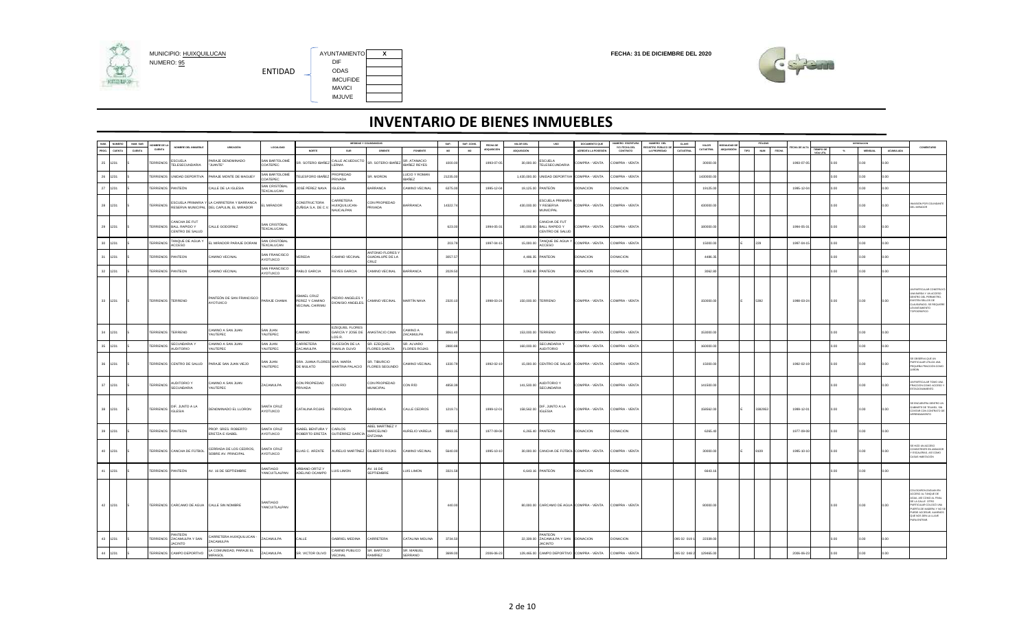MUNICIPIO: HUIXQUILUCAN
NUMERO: 95

ENTIDAD

| | |
|---|---|
| AYUNTAMIENTO | X |
| DIF | |
| ODAS | |
| IMCUFIDE | |
| MAVICI | |
| IMJUVE | |

**FECHA: 31 DE DICIEMBRE DEL 2020**

# INVENTARIO DE BIENES INMUEBLES

| NUM PROG | NUMERO CUENTA | NUM. SUB CUENTA | NOMBRE DE LA CUENTA | NOMBRE DEL INMUEBLE | UBICACION | LOCALIDAD | MEDIDAS Y COLINDANCIAS NORTE | SUR | ORIENTE | PONIENTE | SUP. M2 | SUP. CONS. M2 | FECHA DE ADQUISICION | VALOR DEL ADQUISICION | USO | DOCUMENTO QUE ACREDITA LA POSESION | NUMERO ESCRITURA Y/O FECHA DEL CONTRATO | NUMERO DEL REGISTRO PUBLICO DE LA PROPIEDAD | CLAVE CATASTRAL | VALOR CATASTRAL | MODALIDAD DE ADQUISICION | PÓLIZAS TIPO | NUM | FECHA | FECHA DE ALTA | DEPRECIACION TIEMPO DE VIDA UTIL | % | MENSUAL | ACUMULADA | COMENTARIO |
|---|---|---|---|---|---|---|---|---|---|---|---|---|---|---|---|---|---|---|---|---|---|---|---|---|---|---|---|---|---|---|
| 25 | 1231 | 5 | TERRENOS | ESCUELA TELESECUNDARIA | PARAJE DENOMINADO "JUAYTE" | SAN BARTOLOME COATEPEC | SR. SOTERO IBAÑEZ | CALLE ACUEDUCTO LERMA | SR. SOTERO IBAÑEZ | SR. ATANACIO IBAÑEZ REYES | 1000.00 | | 1993-07-05 | 30,000.00 | ESCUELA TELESECUNDARIA | COMPRA - VENTA | COMPRA - VENTA | | | 30000.00 | | | | | 1993-07-05 | | 0.00 | 0.00 | 0.00 | |
| 26 | 1231 | 5 | TERRENOS | UNIDAD DEPORTIVA | PARAJE MONTE DE MAGUEY | SAN BARTOLOME COATEPEC | TELESFORO IBAÑEZ | PROPIEDAD PRIVADA | SR. MORON | LUCIO Y ROMAN IBAÑEZ | 21235.00 | | | 1,430,000.00 | UNIDAD DEPORTIVA | COMPRA - VENTA | COMPRA - VENTA | | | 1430000.00 | | | | | | | 0.00 | 0.00 | 0.00 | |
| 27 | 1231 | 5 | TERRENOS | PANTEÓN | CALLE DE LA IGLESIA | SAN CRISTOBAL TEXCALUCAN | JOSE PEREZ NAVA | IGLESIA | BARRANCA | CAMINO VECINAL | 6375.00 | | 1995-12-04 | 19,125.00 | PANTEÓN | DONACION | DONACION | | | 19125.00 | | | | | 1995-12-04 | | 0.00 | 0.00 | 0.00 | |
| 28 | 1231 | 5 | TERRENOS | ESCUELA PRIMARIA Y RESERVA MUNICIPAL | LA CARRETERA Y BARRANCA DEL CAPULIN, EL MIRADOR | EL MIRADOR | CONSTRUCTORA ZUÑIGA S.A. DE C.V. | CARRETERA HUIXQUILUCAN-NAUCALPAN | CON PROPIEDAD PRIVADA | BARRANCA | 14323.74 | | | 430,000.00 | ESCUELA PRIMARIA Y RESERVA MUNICIPAL | COMPRA - VENTA | COMPRA - VENTA | | | 430000.00 | | | | | | | 0.00 | 0.00 | 0.00 | INVASIÓN POR COLINDANTE DEL MIRADOR |
| 29 | 1231 | 5 | TERRENOS | CANCHA DE FUT BALL RAPIDO Y CENTRO DE SALUD | CALLE GODORNIZ | SAN CRISTOBAL TEXCALUCAN | | | | | 623.00 | | 1994-05-31 | 180,000.00 | CANCHA DE FUT BALL RAPIDO Y CENTRO DE SALUD | COMPRA - VENTA | COMPRA - VENTA | | | 180000.00 | | | | | 1994-05-31 | | 0.00 | 0.00 | 0.00 | |
| 30 | 1231 | 5 | TERRENOS | TANQUE DE AGUA Y ACCESO | EL MIRADOR PARAJE DORANI | SAN CRISTOBAL TEXCALUCAN | | | | | 203.78 | | 1997-04-15 | 15,000.00 | TANQUE DE AGUA Y ACCESO | COMPRA - VENTA | COMPRA - VENTA | | | 15000.00 | | E | 229 | | 1997-04-15 | | 0.00 | 0.00 | 0.00 | |
| 31 | 1231 | 5 | TERRENOS | PANTEON | CAMINO VECINAL | SAN FRANCISCO AYOTUXCO | VEREDA | CAMINO VECINAL | ANTONIO FLORES Y GUADALUPE DE LA CRUZ | | 3057.57 | | | 4,486.35 | PANTEON | DONACIÓN | DONACION | | | 4486.35 | | | | | | | 0.00 | 0.00 | 0.00 | |
| 32 | 1231 | 5 | TERRENOS | PANTEON | CAMINO VECINAL | SAN FRANCISCO AYOTUXCO | PABLO GARCIA | REYES GARCIA | CAMINO VECINAL | BARRANCA | 2029.50 | | | 3,062.80 | PANTEON | DONACIÓN | DONACION | | | 3062.80 | | | | | | | 0.00 | 0.00 | 0.00 | |
| 33 | 1231 | 5 | TERRENOS | TERRENO | PANTEÓN DE SAN FRANCISCO AYOTUXCO | PARAJE CHAMA | ISMAEL CRUZ PEREZ Y CAMINO VECINAL CHIRIMU | PEDRO ANGELES Y DIONISIO ANGELES | CAMINO VECINAL | MARTÍN NAVA | 2320.10 | | 1988-03-24 | 150,000.00 | TERRENO | COMPRA - VENTA | COMPRA - VENTA | | | 150000.00 | | E | 5382 | | 1988-03-24 | | 0.00 | 0.00 | 0.00 | UN PARTICULAR CONSTRUYÓ UNA BARDA Y UN ACCESO DENTRO DEL PERIMETRO, EXISTEN SELLOS DE CLAUSURADO, SE REQUIERE LEVANTAMIENTO TOPOGRAFICO |
| 34 | 1231 | 5 | TERRENOS | TERRENO | CAMINO A SAN JUAN YAUTEPEC | SAN JUAN YAUTEPEC | CAMINO | EZEQUIEL FLORES GARCIA Y JOSE DE LOS R. | ANASTACIO CIMA | CAMINO A ZACAMULPA | 3061.40 | | | 153,000.00 | TERRENO | COMPRA - VENTA | COMPRA - VENTA | | | 153000.00 | | | | | | | 0.00 | 0.00 | 0.00 | |
| 35 | 1231 | 5 | TERRENOS | SECUNDARIA Y AUDITORIO | CAMINO A SAN JUAN YAUTEPEC | SAN JUAN YAUTEPEC | CARRETERA ZACAMULPA | SUCESION DE LA FAMILIA OLIVO | SR. EZEQUIEL FLORES GARCIA | SR. ALVARO FLORES ROJAS | 2860.80 | | | 160,000.00 | SECUNDARIA Y AUDITORIO | COMPRA - VENTA | COMPRA - VENTA | | | 160000.00 | | | | | | | 0.00 | 0.00 | 0.00 | |
| 36 | 1231 | 5 | TERRENOS | CENTRO DE SALUD | PARAJE SAN JUAN VIEJO | SAN JUAN YAUTEPEC | SRA. JUANA FLORES DE MULATO | SRA. MARIA MARTINA PALACIO | SR. TIBURCIO FLORES SEGUNDO | CAMINO VECINAL | 1330.78 | | 1992-02-19 | 15,000.00 | CENTRO DE SALUD | COMPRA - VENTA | COMPRA - VENTA | | | 15000.00 | | | | | 1992-02-19 | | 0.00 | 0.00 | 0.00 | SE OBSERVA QUE UN PARTICULAR UTILIZA UNA PEQUEÑA FRACCION COMO JARDIN |
| 37 | 1231 | 5 | TERRENOS | AUDITORIO Y SECUNDARIA | CAMINO A SAN JUAN YAUTEPEC | ZACAMULPA | CON PROPIEDAD PRIVADA | CON RIO | CON PROPIEDAD MUNICIPAL | CON RIO | 4858.38 | | | 141,500.00 | AUDITORIO Y SECUNDARIA | COMPRA - VENTA | COMPRA - VENTA | | | 141500.00 | | | | | | | 0.00 | 0.00 | 0.00 | UN PARTICULAR TOMO UNA FRACCIÓN COMO ACCESO Y ESTACIONAMIENTO |
| 38 | 1231 | 5 | TERRENOS | DIF, JUNTO A LA IGLESIA | DENOMINADO EL LLORON | SANTA CRUZ AYOTUXCO | CATALINA ROJAS | PARROQUIA | BARRANCA | CALLE CEDROS | 1210.71 | | 1999-12-01 | 158,562.00 | DIF, JUNTO A LA IGLESIA | COMPRA - VENTA | COMPRA - VENTA | | | 158562.00 | | E | 3382953 | | 1999-12-01 | | 0.00 | 0.00 | 0.00 | SE ENCUENTRA DENTRO UN GABINETE DE TELMEX, SIN CONTAR CON CONTRATO DE ARRENDAMIENTO |
| 39 | 1231 | 5 | TERRENOS | PANTEÓN | PROP. SRES. ROBERTO ERETZA E ISABEL | SANTA CRUZ AYOTUXCO | ISABEL BENTURA Y ROBERTO ERETZA | CARLOS GUTIERREZ GARCIA | ABEL MARTINEZ Y MARCELINO ENTZANA | AURELIO VARELA | 8893.35 | | 1977-09-08 | 6,265.40 | PANTEÓN | DONACION | DONACION | | | 6265.40 | | | | | 1977-09-08 | | 0.00 | 0.00 | 0.00 | |
| 40 | 1231 | 5 | TERRENOS | CANCHA DE FUTBOL | CERRADA DE LOS CEDROS, SOBRE AV. PRINCIPAL | SANTA CRUZ AYOTUXCO | ELIAS C. ARZATE | AURELIO MARTINEZ | GILBERTO ROJAS | CAMINO VECINAL | 5640.00 | | 1995-10-10 | 30,000.00 | CANCHA DE FUTBOL | COMPRA - VENTA | COMPRA - VENTA | | | 30000.00 | | E | 8109 | | 1995-10-10 | | 0.00 | 0.00 | 0.00 | SE HIZO UN ACCESO CONSISTENTE EN ANDADOR Y ESCALERAS, ASI COMO CASAS HABITACION |
| 41 | 1231 | 5 | TERRENOS | PANTEÓN | AV. 16 DE SEPTIEMBRE | SANTIAGO YANCUITLALPAN | URBANO ORTIZ Y ADELINO OCAMPO | LUIS LIMON | AV. 16 DE SEPTIEMBRE | LUIS LIMON | 3321.58 | | | 6,643.16 | PANTEÓN | DONACION | DONACION | | | 6643.16 | | | | | | | 0.00 | 0.00 | 0.00 | |
| 42 | 1231 | 5 | TERRENOS | CARCAMO DE AGUA | CALLE SIN NOMBRE | SANTIAGO YANCUITLALPAN | | | | | 440.00 | | | 80,000.00 | CARCAMO DE AGUA | COMPRA - VENTA | COMPRA - VENTA | | | 80000.00 | | | | | | | 0.00 | 0.00 | 0.00 | COLOCARON ZAGUAN EN ACCESO AL TANQUE DE AGUA, ASÍ COMO AL FINAL DE LA CALLE. OTRO PARTICULAR COLOCO UNA PUERTA DE MADERA Y NO SE PUEDE ACCESAR, ALMENOS QUE NOS DEN LA LLAVE PARA ENTRAR |
| 43 | 1231 | 5 | TERRENOS | PANTEÓN ZACAMULPA Y SAN JACINTO | CARRETERA HUIXQUILUCAN - ZACAMULPA | ZACAMULPA | CALLE | GABRIEL MEDINA | CARRETERA | CATALINA MOLINA | 3734.50 | | | 22,339.00 | PANTEÓN ZACAMULPA Y SAN JACINTO | DONACION | DONACION | | 095 02 019 1 | 22339.00 | | | | | | | 0.00 | 0.00 | 0.00 | |
| 44 | 1231 | 5 | TERRENOS | CAMPO DEPORTIVO | LA COMUNIDAD, PARAJE EL MIRASOL | ZACAMULPA | SR. VICTOR OLIVO | CAMINO PUBLICO VECINAL | SR. BARTOLO RAMIREZ | SR. MANUEL SERRANO | 3699.00 | | 2006-06-23 | 129,465.00 | CAMPO DEPORTIVO | COMPRA - VENTA | COMPRA - VENTA | | 095 02 048 2 | 129465.00 | | | | | 2006-06-23 | | 0.00 | 0.00 | 0.00 | |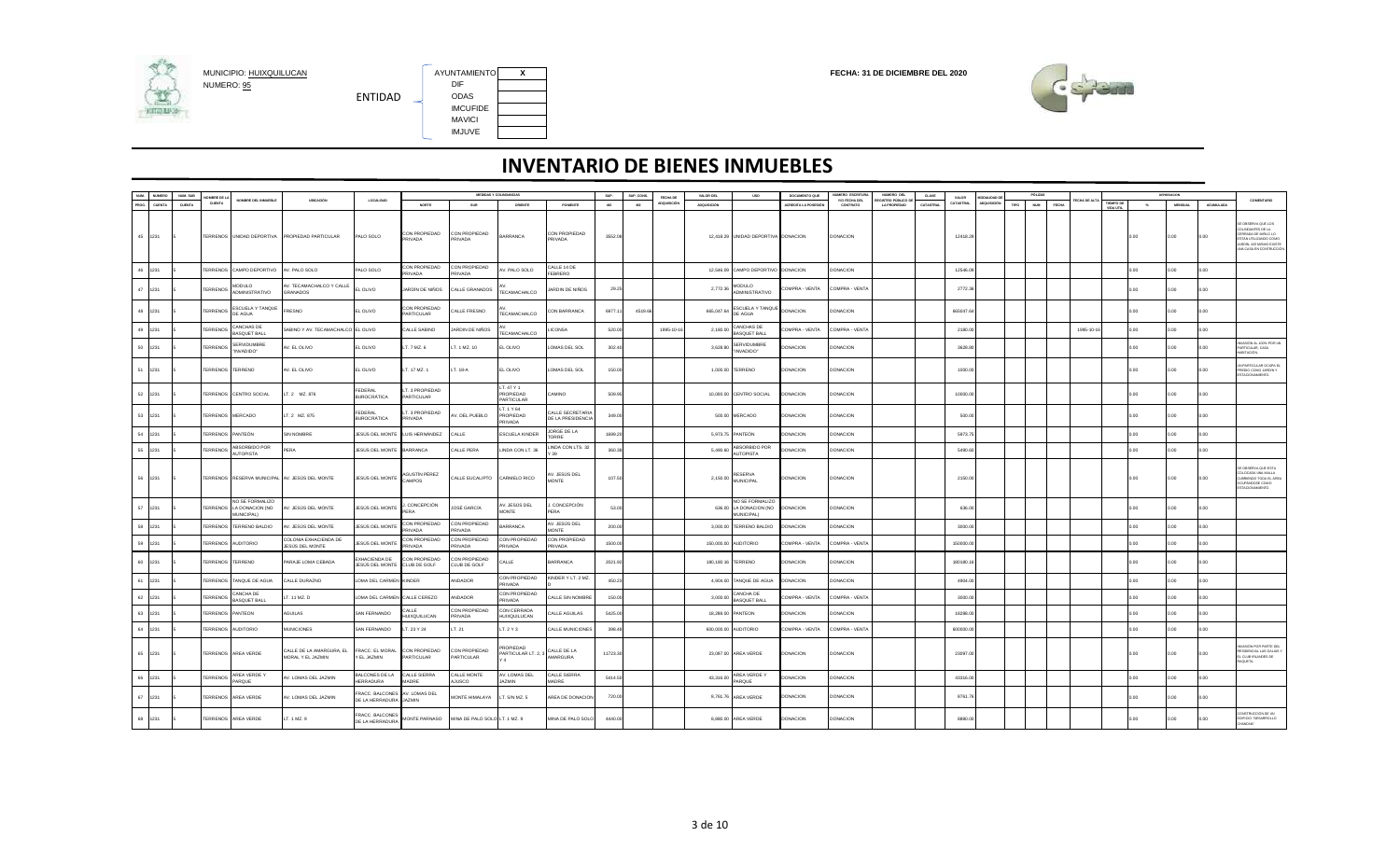MUNICIPIO: HUIXQUILUCAN
NUMERO: 95

ENTIDAD

| AYUNTAMIENTO | X |
|---|---|
| DIF | |
| ODAS | |
| IMCUFIDE | |
| MAVICI | |
| IMJUVE | |

FECHA: 31 DE DICIEMBRE DEL 2020

# INVENTARIO DE BIENES INMUEBLES

| NUM PROG | NUMERO CUENTA | NUM. SUB CUENTA | NOMBRE DE LA CUENTA | NOMBRE DEL INMUEBLE | UBICACION | LOCALIDAD | MEDIDAS Y COLINDANCIAS NORTE | SUR | ORIENTE | PONIENTE | SUP. M2 | SUP. CONS. M2 | FECHA DE ADQUISICION | VALOR DEL ADQUISICION | USO | DOCUMENTO QUE ACREDITA LA POSESION | NUMERO ESCRITURA Y/O FECHA DEL CONTRATO | NUMERO DEL REGISTRO PUBLICO DE LA PROPIEDAD | CLAVE CATASTRAL | VALOR CATASTRAL | MODALIDAD DE ADQUISICION | PÓLIZAS TIPO | NUM | FECHA | FECHA DE ALTA | DEPRECIACION TIEMPO DE VIDA UTIL | % | MENSUAL | ACUMULADA | COMENTARIO |
|---|---|---|---|---|---|---|---|---|---|---|---|---|---|---|---|---|---|---|---|---|---|---|---|---|---|---|---|---|---|---|
| 45 | 1231 | 5 | TERRENOS | UNIDAD DEPORTIVA | PROPIEDAD PARTICULAR | PALO SOLO | CON PROPIEDAD PRIVADA | CON PROPIEDAD PRIVADA | BARRANCA | CON PROPIEDAD PRIVADA | 3552.08 | | | 12,418.29 | UNIDAD DEPORTIVA | DONACION | DONACION | | | 12418.29 | | | | | | | 0.00 | 0.00 | 0.00 | SE OBSERVA QUE LOS COLINDANTES DE LA CERRADA DE HIRALS LO ESTAN UTILIZANDO COMO JARDIN, ASI MISMO EXISTE UNA CASA EN CONSTRUCCION |
| 46 | 1231 | 5 | TERRENOS | CAMPO DEPORTIVO | AV. PALO SOLO | PALO SOLO | CON PROPIEDAD PRIVADA | CON PROPIEDAD PRIVADA | AV. PALO SOLO | CALLE 14 DE FEBRERO | | | | 12,546.09 | CAMPO DEPORTIVO | DONACION | DONACION | | | 12546.09 | | | | | | | 0.00 | 0.00 | 0.00 | |
| 47 | 1231 | 5 | TERRENOS | MODULO ADMINISTRATIVO | AV. TECAMACHALCO Y CALLE GRANADOS | EL OLIVO | JARDIN DE NIÑOS | CALLE GRANADOS | AV. TECAMACHALCO | JARDIN DE NIÑOS | 28.25 | | | 2,772.36 | MODULO ADMINISTRATIVO | COMPRA - VENTA | COMPRA - VENTA | | | 2772.36 | | | | | | | 0.00 | 0.00 | 0.00 | |
| 48 | 1231 | 5 | TERRENOS | ESCUELA Y TANQUE DE AGUA | FRESNO | EL OLIVO | CON PROPIEDAD PARTICULAR | CALLE FRESNO | AV. TECAMACHALCO | CON BARRANCA | 6977.11 | 4519.68 | | 665,047.64 | ESCUELA Y TANQUE DE AGUA | DONACION | DONACION | | | 665047.64 | | | | | | | 0.00 | 0.00 | 0.00 | |
| 49 | 1231 | 5 | TERRENOS | CANCHAS DE BASQUET BALL | SABINO Y AV. TECAMACHALCO | EL OLIVO | CALLE SABINO | JARDIN DE NIÑOS | AV. TECAMACHALCO | LICONSA | 520.00 | | 1995-10-16 | 2,180.00 | CANCHAS DE BASQUET BALL | COMPRA - VENTA | COMPRA - VENTA | | | 2180.00 | | | | | 1995-10-16 | | 0.00 | 0.00 | 0.00 | |
| 50 | 1231 | 5 | TERRENOS | SERVIDUMBRE "INVADIDO" | AV. EL OLIVO | EL OLIVO | LT. 7 MZ. 6 | LT. 1 MZ. 10 | EL OLIVO | LOMAS DEL SOL | 302.40 | | | 3,628.80 | SERVIDUMBRE "INVADIDO" | DONACION | DONACION | | | 3628.80 | | | | | | | 0.00 | 0.00 | 0.00 | INVASION AL 100% POR UN PARTICULAR. CASA HABITACION |
| 51 | 1231 | 5 | TERRENOS | TERRENO | AV. EL OLIVO | EL OLIVO | LT. 17 MZ. 1 | LT. 18-A | EL OLIVO | LOMAS DEL SOL | 150.00 | | | 1,000.00 | TERRENO | DONACION | DONACION | | | 1000.00 | | | | | | | 0.00 | 0.00 | 0.00 | UN PARTICULAR OCUPA EL PREDIO COMO JARDIN Y ESTACIONAMIENTO |
| 52 | 1231 | 5 | TERRENOS | CENTRO SOCIAL | LT. 2 MZ. 876 | FEDERAL BUROCRATICA | LT. 3 PROPIEDAD PARTICULAR | | LT. 67 Y 1 PROPIEDAD PARTICULAR | CAMINO | 509.65 | | | 10,000.00 | CENTRO SOCIAL | DONACION | DONACION | | | 10000.00 | | | | | | | 0.00 | 0.00 | 0.00 | |
| 53 | 1231 | 5 | TERRENOS | MERCADO | LT. 2 MZ. 875 | FEDERAL BUROCRATICA | LT. 3 PROPIEDAD PRIVADA | AV. DEL PUEBLO | LT. 1 Y 64 PROPIEDAD PRIVADA | CALLE SECRETARIA DE LA PRESIDENCIA | 349.05 | | | 500.00 | MERCADO | DONACION | DONACION | | | 500.00 | | | | | | | 0.00 | 0.00 | 0.00 | |
| 54 | 1231 | 5 | TERRENOS | PANTEÓN | SIN NOMBRE | JESUS DEL MONTE | LUIS HERNANDEZ | CALLE | ESCUELA KINDER | JORGE DE LA TORRE | 1699.20 | | | 5,873.75 | PANTEÓN | DONACION | DONACION | | | 5873.75 | | | | | | | 0.00 | 0.00 | 0.00 | |
| 55 | 1231 | 5 | TERRENOS | ABSORBIDO POR AUTOPISTA | PERA | JESUS DEL MONTE | BARRANCA | CALLE PERA | LINDA CON LT. 36 | LINDA CON LTS. 32 Y 39 | 360.38 | | | 5,490.60 | ABSORBIDO POR AUTOPISTA | DONACION | DONACION | | | 5490.60 | | | | | | | 0.00 | 0.00 | 0.00 | |
| 56 | 1231 | 5 | TERRENOS | RESERVA MUNICIPAL | AV. JESUS DEL MONTE | JESUS DEL MONTE | AGUSTIN PEREZ CAMPOS | CALLE EUCALIPTO | CARMELO RICO | AV. JESUS DEL MONTE | 107.50 | | | 2,150.00 | RESERVA MUNICIPAL | DONACION | DONACION | | | 2150.00 | | | | | | | 0.00 | 0.00 | 0.00 | SE OBSERVA QUE ESTA COLOCADA UNA MALLA CUBRIENDO TODA EL AREA, OCUPANDOSE COMO ESTACIONAMIENTO |
| 57 | 1231 | 5 | TERRENOS | NO SE FORMALIZO LA DONACION (NO MUNICIPAL) | AV. JESUS DEL MONTE | JESUS DEL MONTE | J. CONCEPCION PERA | JOSE GARCIA | AV. JESUS DEL MONTE | J. CONCEPCION PERA | 53.00 | | | 636.00 | NO SE FORMALIZO LA DONACION (NO MUNICIPAL) | DONACION | DONACION | | | 636.00 | | | | | | | 0.00 | 0.00 | 0.00 | |
| 58 | 1231 | 5 | TERRENOS | TERRENO BALDIO | AV. JESUS DEL MONTE | JESUS DEL MONTE | CON PROPIEDAD PRIVADA | CON PROPIEDAD PRIVADA | BARRANCA | AV. JESUS DEL MONTE | 200.00 | | | 3,000.00 | TERRENO BALDIO | DONACION | DONACION | | | 3000.00 | | | | | | | 0.00 | 0.00 | 0.00 | |
| 59 | 1231 | 5 | TERRENOS | AUDITORIO | COLONIA EXHACIENDA DE JESUS DEL MONTE | JESUS DEL MONTE | CON PROPIEDAD PRIVADA | CON PROPIEDAD PRIVADA | CON PROPIEDAD PRIVADA | CON PROPIEDAD PRIVADA | 1500.00 | | | 150,000.00 | AUDITORIO | COMPRA - VENTA | COMPRA - VENTA | | | 150000.00 | | | | | | | 0.00 | 0.00 | 0.00 | |
| 60 | 1231 | 5 | TERRENOS | TERRENO | PARAJE LOMA CEBADA | EXHACIENDA DE JESUS DEL MONTE | CON PROPIEDAD CLUB DE GOLF | CON PROPIEDAD CLUB DE GOLF | CALLE | BARRANCA | 2021.92 | | | 180,180.16 | TERRENO | DONACION | DONACION | | | 180180.16 | | | | | | | 0.00 | 0.00 | 0.00 | |
| 61 | 1231 | 5 | TERRENOS | TANQUE DE AGUA | CALLE DURAZNO | LOMA DEL CARMEN | KINDER | ANDADOR | CON PROPIEDAD PRIVADA | KINDER Y LT. 2 MZ. D | 450.23 | | | 4,904.00 | TANQUE DE AGUA | DONACION | DONACION | | | 4904.00 | | | | | | | 0.00 | 0.00 | 0.00 | |
| 62 | 1231 | 5 | TERRENOS | CANCHA DE BASQUET BALL | LT. 11 MZ. D | LOMA DEL CARMEN | CALLE CEREZO | ANDADOR | CON PROPIEDAD PRIVADA | CALLE SIN NOMBRE | 150.00 | | | 3,000.00 | CANCHA DE BASQUET BALL | COMPRA - VENTA | COMPRA - VENTA | | | 3000.00 | | | | | | | 0.00 | 0.00 | 0.00 | |
| 63 | 1231 | 5 | TERRENOS | PANTEON | AGUILAS | SAN FERNANDO | CALLE HUIXQUILUCAN | CON PROPIEDAD PRIVADA | CON CERRADA HUIXQUILUCAN | CALLE AGUILAS | 5425.00 | | | 18,288.00 | PANTEON | DONACION | DONACION | | | 18288.00 | | | | | | | 0.00 | 0.00 | 0.00 | |
| 64 | 1231 | 5 | TERRENOS | AUDITORIO | MUNICIONES | SAN FERNANDO | LT. 23 Y 24 | LT. 21 | LT. 2 Y 3 | CALLE MUNICIONES | 398.48 | | | 600,000.00 | AUDITORIO | COMPRA - VENTA | COMPRA - VENTA | | | 600000.00 | | | | | | | 0.00 | 0.00 | 0.00 | |
| 65 | 1231 | 5 | TERRENOS | AREA VERDE | CALLE DE LA AMARGURA, EL MORAL Y EL JAZMIN | FRACC. EL MORAL Y EL JAZMIN | CON PROPIEDAD PARTICULAR | CON PROPIEDAD PARTICULAR | PROPIEDAD PARTICULAR LT. 2, 3 Y 4 | CALLE DE LA AMARGURA | 11723.30 | | | 23,097.00 | AREA VERDE | DONACION | DONACION | | | 23097.00 | | | | | | | 0.00 | 0.00 | 0.00 | INVASION POR PARTE DEL RESIDENCIAL LAS GALIAS Y EL CLUB PILANOES DE RAQUETA |
| 66 | 1231 | 5 | TERRENOS | AREA VERDE Y PARQUE | AV. LOMAS DEL JAZMIN | BALCONES DE LA HERRADURA | CALLE SIERRA MADRE | CALLE MONTE AJUSCO | AV. LOMAS DEL JAZMIN | CALLE SIERRA MADRE | 5414.50 | | | 43,316.00 | AREA VERDE Y PARQUE | DONACION | DONACION | | | 43316.00 | | | | | | | 0.00 | 0.00 | 0.00 | |
| 67 | 1231 | 5 | TERRENOS | AREA VERDE | AV. LOMAS DEL JAZMIN | FRACC. BALCONES DE LA HERRADURA | AV. LOMAS DEL JAZMIN | MONTE HIMALAYA | LT. S/N MZ. 5 | AREA DE DONACION | 720.00 | | | 8,761.76 | AREA VERDE | DONACION | DONACION | | | 8761.76 | | | | | | | 0.00 | 0.00 | 0.00 | |
| 68 | 1231 | 5 | TERRENOS | AREA VERDE | LT. 1 MZ. 9 | FRACC. BALCONES DE LA HERRADURA | MONTE PARNASO | MINA DE PALO SOLO | LT. 1 MZ. 9 | MINA DE PALO SOLO | 4440.00 | | | 8,880.00 | AREA VERDE | DONACION | DONACION | | | 8880.00 | | | | | | | 0.00 | 0.00 | 0.00 | CONSTRUCCION DE UN EDIFICIO DESARROLLO CHACNO |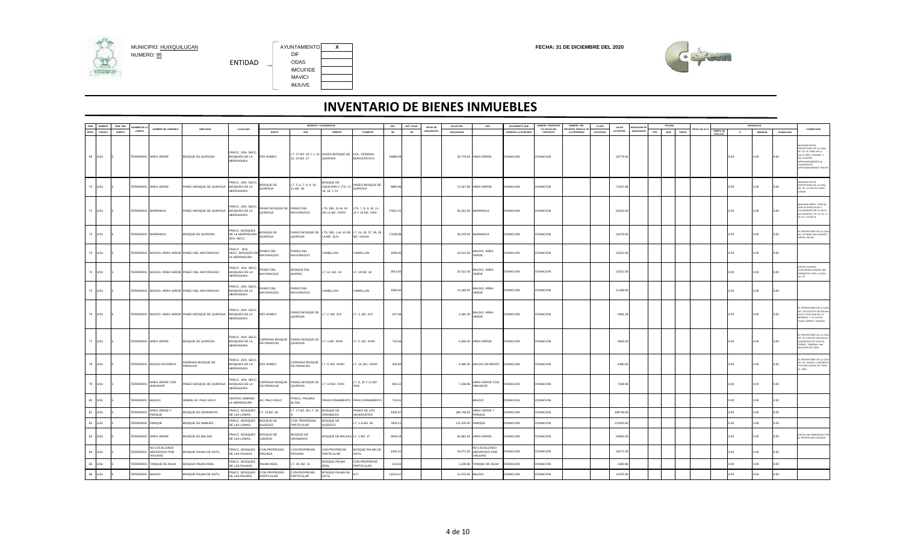MUNICIPIO: HUIXQUILUCAN
NUMERO: 95

ENTIDAD

| | |
|---|---|
| AYUNTAMIENTO | X |
| DIF | |
| ODAS | |
| IMCUFIDE | |
| MAVICI | |
| IMJUVE | |

FECHA: 31 DE DICIEMBRE DEL 2020

# INVENTARIO DE BIENES INMUEBLES

| NUM. PROG. | NUMERO CUENTA | NUM. SUB CUENTA | NOMBRE DE LA CUENTA | NOMBRE DEL INMUEBLE | UBICACION | LOCALIDAD | MEDIDAS Y COLINDANCIAS NORTE | SUR | ORIENTE | PONIENTE | SUP. M2 | SUP. CONS. M2 | FECHA DE ADQUISICION | VALOR DEL ADQUISICION | USO | DOCUMENTO QUE ACREDITA LA POSESION | NUMERO ESCRITURA Y/O FECHA DEL CONTRATO | NUMERO DEL REGISTRO PUBLICO DE LA PROPIEDAD | CLAVE CATASTRAL | VALOR CATASTRAL | MODALIDAD DE ADQUISICION | POLIZAS TIPO | NUM | FECHA | FECHA DE ALTA | TIEMPO DE VIDA UTIL | DEPRECIACION % | MENSUAL | ACUMULADA | COMENTARIO |
|---|---|---|---|---|---|---|---|---|---|---|---|---|---|---|---|---|---|---|---|---|---|---|---|---|---|---|---|---|---|---|
| 69 | 1231 | 5 | TERRENOS | AREA VERDE | BOSQUE DE QUIROGA | FRACC. 2DA. SECC. BOSQUES DE LA HERRADURA | RIO HONDO | L.T. 27 MZ. 25 Y 1, 21, 22, 23 MZ. 27 | PASEO BOSQUE DE QUIROGA | COL. FEDERAL BUROCRATICA | 15899.58 | | | 33,779.00 | AREA VERDE | DONACION | DONACION | | | 33779.00 | | | | | | | 0.00 | 0.00 | 0.00 | INVASION POR EL PROPIETARIO DE LA CASA NO. 52, AL FINAL DE LA CALLE SRIA. COMUNIC. Y FED. EXISTEN APROXIMADAMENTE 30 VIVIENDAS EN APROXIMADAMENTE 7000 M2 |
| 70 | 1231 | 5 | TERRENOS | AREA VERDE | PASEO BOSQUE DE QUIROGA | FRACC. 2DA. SECC. BOSQUES DE LA HERRADURA | BOSQUE DE QUIROGA | L.T. 5, 6, 7, 8, 9, 10, 11 MZ. 35 | BOSQUE DE JIQUILPAN Y LTS. 17, 16, 18, Y 21 | PASEO BOSQUE DE QUIROGA | 8800.96 | | | 71,047.68 | AREA VERDE | DONACION | DONACION | | | 71047.68 | | | | | | | 0.00 | 0.00 | 0.00 | INVASION POR EL PROPIETARIO DE LA CASA NO. 48, LO UTILIZA COMO JARDIN |
| 71 | 1231 | 5 | TERRENOS | BARRANCA | PASEO BOSQUE DE QUIROGA | FRACC. 2DA. SECC. BOSQUES DE LA HERRADURA | PASEO BOSQUE DE QUIROGA | PASEO DEL MAYORAZGO | LTS. DEL 10 AL 19 DE LA MZ. XXXIV | LTS. 7, 8, 9, 10, 11, 12 Y 13 MZ. XXIX | 27821.22 | | | 55,242.00 | BARRANCA | DONACION | DONACION | | | 55242.00 | | | | | | | 0.00 | 0.00 | 0.00 | INVASION APROX. 2,000 M2 POR UN PARTICULAR Y COLINDANTES DE LA CALLE MAYORAZGO LTS. 15, 16, 17, 18, 19 Y 20 MZ 34. |
| 72 | 1231 | 5 | TERRENOS | BARRANCA | BOSQUE DE QUIROGA | FRACC. BOSQUES DE LA HERRADURA 2DA. SECC. | BOSQUE DE QUIROGA | PASEO BOSQUE DE QUIROGA | LTS. DEL 1 AL 10 DE LA MZ. XLIV | LT. 24, 26, 27, 28, 29 MZ. XXXVIII | 17238.88 | | | 34,478.00 | BARRANCA | DONACION | DONACION | | | 34478.00 | | | | | | | 0.00 | 0.00 | 0.00 | EL PROPIETARIO DE LA CASA NO. 85 TIENE UNA INVASION APROX. 400 M2 |
| 73 | 1231 | 5 | TERRENOS | BALDIO, AREA VERDE | PASEO DEL MAYORAZGO | FRACC. 2DA. SECC. BOSQUES DE LA HERRADURA | PASEO DEL MAYORAZGO | PASEO DEL MAYORAZGO | CAMELLON | CAMELLON | 1939.00 | | | 15,512.00 | BALDIO, AREA VERDE | DONACION | DONACION | | | 15512.00 | | | | | | | 0.00 | 0.00 | 0.00 | |
| 74 | 1231 | 5 | TERRENOS | BALDIO, AREA VERDE | PASEO DEL MAYORAZGO | FRACC. 2DA. SECC. BOSQUES DE LA HERRADURA | PASEO DEL MAYORAZGO | BOSQUE DEL MORRO | LT. 12, MZ. 19 | LT. 19 MZ. 18 | 2814.00 | | | 22,512.00 | BALDIO, AREA VERDE | DONACION | DONACION | | | 22512.00 | | | | | | | 0.00 | 0.00 | 0.00 | EXISTE UN MURO CONSTRUIDO DENTRO DEL PERIMETRO POR LA CASA NO. 51 |
| 75 | 1231 | 5 | TERRENOS | BALDIO, AREA VERDE | PASEO DEL MAYORAZGO | FRACC. 2DA. SECC. BOSQUES DE LA HERRADURA | PASEO DEL MAYORAZGO | PASEO DEL MAYORAZGO | CAMELLON | CAMELLON | 1396.00 | | | 11,168.00 | BALDIO, AREA VERDE | DONACION | DONACION | | | 11168.00 | | | | | | | 0.00 | 0.00 | 0.00 | |
| 76 | 1231 | 5 | TERRENOS | BALDIO, AREA VERDE | PASEO BOSQUE DE QUIROGA | FRACC. 2DA. SECC. BOSQUES DE LA HERRADURA | RIO HONDO | PASEO BOSQUE DE QUIROGA | LT. 2, MZ. XLII | LT. 3, MZ. XLII | 547.66 | | | 4,381.28 | BALDIO, AREA VERDE | DONACION | DONACION | | | 4381.28 | | | | | | | 0.00 | 0.00 | 0.00 | EL PROPIETARIO DE LA CASA NO. 152 COLOCO UN ENREJADO EN SU TOTALIDAD DE LA RESERVA, Y LO OCUPA COMO JARDIN Y GARAGE |
| 77 | 1231 | 5 | TERRENOS | AREA VERDE | BOSQUE DE QUIROGA | FRACC. 2DA. SECC. BOSQUES DE LA HERRADURA | CERRADA BOSQUE DE PARACHO | PASEO BOSQUE DE QUIROGA | LT. 4 MZ. XXXII | LT. 5, MZ. XXXII | 742.56 | | | 5,940.40 | AREA VERDE | DONACION | DONACION | | | 5940.40 | | | | | | | 0.00 | 0.00 | 0.00 | EL PROPIETARIO DE LA CASA NO. 29, COLOCO UNA MALLA ALREDEDOR DE TODO EL PREDIO, TENIENDO UNA INVASION DEL 100% |
| 78 | 1231 | 5 | TERRENOS | BALDIO EN RENTA | CERRADA BOSQUE DE PARACHO | FRACC. 2DA. SECC. BOSQUES DE LA HERRADURA | RIO HONDO | CERRADA BOSQUE DE PARACHO | LT. 9, MZ. XXXIII | LT. 10, MZ. XXXIII | 455.68 | | | 4,480.00 | BALDIO EN RENTA | DONACION | DONACION | | | 4480.00 | | | | | | | 0.00 | 0.00 | 0.00 | EL PROPIETARIO DE LA CASA NO. 20, INVADIO LA RESERVA CON UNA CANCHA DE TENIS AL 100% |
| 79 | 1231 | 5 | TERRENOS | AREA VERDE CON ANDADOR | PASEO BOSQUE DE QUIROGA | FRACC. 2DA. SECC. BOSQUES DE LA HERRADURA | CERRADA BOSQUE DE PARACHO | PASEO BOSQUE DE QUIROGA | LT. 19 MZ. XXXII | LT. 9, 10 Y 11 MZ. XXXI | 906.12 | | | 7,248.96 | AREA VERDE CON ANDADOR | DONACION | DONACION | | | 7248.96 | | | | | | | 0.00 | 0.00 | 0.00 | |
| 80 | 1231 | 5 | TERRENOS | BALDIO | SOBRE AV. PALO SOLO | CENTRO URBANO LA HERRADURA | AV. PALO SOLO | FRACC. PALMAS ALTAS | FRACCIONAMIENTO | FRACCIONAMIENTO | 720.61 | | | | BALDIO | DONACION | DONACION | | | | | | | | | | 0.00 | 0.00 | 0.00 | |
| 81 | 1231 | 5 | TERRENOS | AREA VERDE Y PARQUE | BOSQUE DE GRANADOS | FRACC. BOSQUES DE LAS LOMAS | LT. 13 MZ. 86 | L.T. 17 MZ. 86 L.T. 18-A | BOSQUE DE GRANADOS | PASEO DE LOS AHUEHUETES | 4335.57 | | | 108,748.93 | AREA VERDE Y PARQUE | DONACION | DONACION | | | 108748.93 | | | | | | | 0.00 | 0.00 | 0.00 | |
| 82 | 1231 | 5 | TERRENOS | PARQUE | BOSQUE DE AMBUES | FRACC. BOSQUES DE LAS LOMAS | BOSQUE DE ALERCES | CON PROPIEDAD PARTICULAR | BOSQUE DE ALERCES | LT. 1-A MZ. 93 | 7828.11 | | | 174,220.00 | PARQUE | DONACION | DONACION | | | 174220.00 | | | | | | | 0.00 | 0.00 | 0.00 | |
| 83 | 1231 | 5 | TERRENOS | AREA VERDE | BOSQUE DE BALSAS | FRACC. BOSQUES DE LAS LOMAS | BOSQUE DE CEDROS | BOSQUE DE GRANADOS | BOSQUE DE BALSAS | LT. 1 MZ. 47 | 2949.16 | | | 64,882.00 | AREA VERDE | DONACION | DONACION | | | 64882.00 | | | | | | | 0.00 | 0.00 | 0.00 | EXISTE UNA RESIDENCIA POR EL PROPIETARIO MANZUR |
| 84 | 1231 | 5 | TERRENOS | NO LOCALIZADO ABSORVIDO POR VIALIDAD | BOSQUE PALMA DE DATIL | FRACC. BOSQUES DE LAS PALMAS | CON PROPIEDAD PRIVADA | CON PROPIEDAD PRIVADA | CON PROPIEDAD PARTICULAR | BOSQUE PALMA DE DATIL | 1482.41 | | | 19,271.00 | NO LOCALIZADO ABSORVIDO POR VIALIDAD | DONACION | DONACION | | | 19271.00 | | | | | | | 0.00 | 0.00 | 0.00 | |
| 85 | 1231 | 5 | TERRENOS | TANQUE DE AGUA | BOSQUE PALMA REAL | FRACC. BOSQUES DE LAS PALMAS | PALMA REAL | LT. 19, MZ. 11 | BOSQUE PALMA REAL | CON PROPIEDAD PARTICULAR | 153.44 | | | 3,190.86 | TANQUE DE AGUA | DONACION | DONACION | | | 3190.86 | | | | | | | 0.00 | 0.00 | 0.00 | |
| 86 | 1231 | 5 | TERRENOS | BALDIO | BOSQUE PALMA DE DATIL | FRACC. BOSQUES DE LAS PALMAS | CON PROPIEDAD PARTICULAR | CON PROPIEDAD PARTICULAR | BOSQUE PALMA DE DATIL | D.F. | 11023.47 | | | 11,575.00 | BALDIO | DONACION | DONACION | | | 11575.00 | | | | | | | 0.00 | 0.00 | 0.00 | |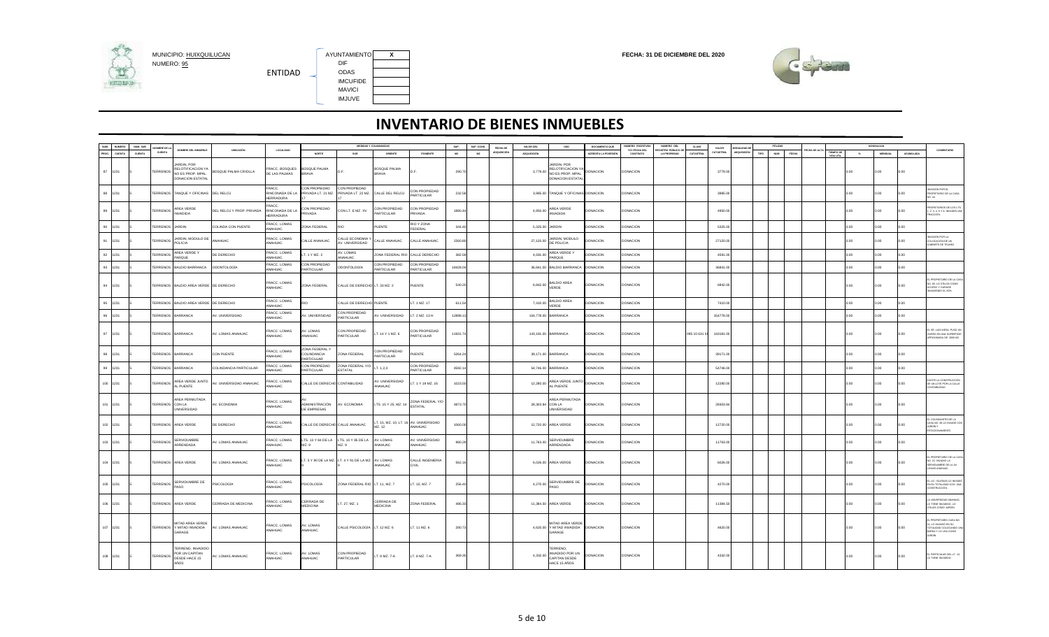MUNICIPIO: HUIXQUILUCAN
NUMERO: 95

ENTIDAD

| AYUNTAMIENTO | X |
|---|---|
| DIF | |
| ODAS | |
| IMCUFIDE | |
| MAVICI | |
| IMJUVE | |

FECHA: 31 DE DICIEMBRE DEL 2020

# INVENTARIO DE BIENES INMUEBLES

| NUM PROG | NUMERO CUENTA | NUM. SUB CUENTA | NOMBRE DE LA CUENTA | NOMBRE DEL INMUEBLE | UBICACION | LOCALIDAD | MEDIDAS Y COLINDANCIAS NORTE | SUR | ORIENTE | PONIENTE | SUP. M2 | SUP. CONS. M2 | FECHA DE ADQUISICION | VALOR DEL ADQUISICION | USO | DOCUMENTO QUE ACREDITA LA POSESION | NUMERO ESCRITURA Y/O FECHA DEL CONTRATO | NUMERO DEL REGISTRO PUBLICO DE LA PROPIEDAD | CLAVE CATASTRAL | VALOR CATASTRAL | MODALIDAD DE ADQUISICION | POLIZAS TIPO | NUM | FECHA | FECHA DE ALTA | DEPRECIACION TIEMPO DE VIDA UTIL | % | MENSUAL | ACUMULADA | COMENTARIO |
|---|---|---|---|---|---|---|---|---|---|---|---|---|---|---|---|---|---|---|---|---|---|---|---|---|---|---|---|---|---|---|
| 87 | 1231 | 5 | TERRENOS | JARDIN, POR RELOTIFICACION YA NO ES PROP. MPAL. DONACION ESTATAL | BOSQUE PALMA CRIOLLA | FRACC. BOSQUES DE LAS PALMAS | BOSQUE PALMA BRAVA | D.F. | BOSQUE PALMA BRAVA | D.F. | 290.70 | | | 3,779.00 | JARDIN, POR RELOTIFICACION YA NO ES PROP. MPAL. DONACION ESTATAL | DONACION | DONACION | | | 3779.00 | | | | | | | 0.00 | 0.00 | 0.00 | |
| 88 | 1231 | 5 | TERRENOS | TANQUE Y OFICINAS | DEL RELOJ | FRACC. RINCONADA DE LA HERRADURA | CON PROPIEDAD PRIVADA LT. 21 MZ. 17 | CON PROPIEDAD PRIVADA LT. 22 MZ. 17 | CALLE DEL RELOJ | CON PROPIEDAD PARTICULAR | 232.50 | | | 3,985.00 | TANQUE Y OFICINAS | DONACION | DONACION | | | 3985.00 | | | | | | | 0.00 | 0.00 | 0.00 | INVASIÓN POR EL PROPIETARIO DE LA CASA NO. 44. |
| 89 | 1231 | 5 | TERRENOS | AREA VERDE INVADIDA | DEL RELOJ Y PROP. PRIVADA | FRACC. RINCONADA DE LA HERRADURA | CON PROPIEDAD PRIVADA | CON LT. 8 MZ. XV | CON PROPIEDAD PARTICULAR | CON PROPIEDAD PRIVADA | 3800.40 | | | 4,950.00 | AREA VERDE INVADIDA | DONACION | DONACION | | | 4950.00 | | | | | | | 0.00 | 0.00 | 0.00 | PROPIETARIOS DE LOS LTS. 1, 2, 3, 4, 5 Y 6, INVADEN UNA FRACCIÓN. |
| 90 | 1231 | 5 | TERRENOS | JARDIN | COLINDA CON PUENTE | FRACC. LOMAS ANAHUAC | ZONA FEDERAL | RIO | PUENTE | RIO Y ZONA FEDERAL | 344.40 | | | 5,325.00 | JARDIN | DONACION | DONACION | | | 5325.00 | | | | | | | 0.00 | 0.00 | 0.00 | |
| 91 | 1231 | 5 | TERRENOS | JARDIN, MODULO DE POLICIA | ANAHUAC | FRACC. LOMAS ANAHUAC | CALLE ANAHUAC | CALLE ECONOMIA Y AV. UNIVERSIDAD | CALLE ANAHUAC | CALLE ANAHUAC | 2260.60 | | | 27,120.00 | JARDIN, MODULO DE POLICIA | DONACION | DONACION | | | 27120.00 | | | | | | | 0.00 | 0.00 | 0.00 | INVASIÓN POR LA COLOCACIÓN DE UN GABINETE DE TELMEX. |
| 92 | 1231 | 5 | TERRENOS | AREA VERDE Y PARQUE | DE DERECHO | FRACC. LOMAS ANAHUAC | LT. 1 Y MZ. 2 | AV. LOMAS ANAHUAC | ZONA FEDERAL RIO | CALLE DERECHO | 392.50 | | | 4,591.00 | AREA VERDE Y PARQUE | DONACION | DONACION | | | 4591.00 | | | | | | | 0.00 | 0.00 | 0.00 | |
| 93 | 1231 | 5 | TERRENOS | BALDIO BARRANCA | ODONTOLOGIA | FRACC. LOMAS ANAHUAC | CON PROPIEDAD PARTICULAR | ODONTOLOGIA | CON PROPIEDAD PARTICULAR | CON PROPIEDAD PARTICULAR | 18428.00 | | | 36,841.00 | BALDIO BARRANCA | DONACION | DONACION | | | 36841.00 | | | | | | | 0.00 | 0.00 | 0.00 | |
| 94 | 1231 | 5 | TERRENOS | BALDIO AREA VERDE | DE DERECHO | FRACC. LOMAS ANAHUAC | ZONA FEDERAL | CALLE DE DERECHO | LT. 33 MZ. 2 | PUENTE | 540.20 | | | 6,842.00 | BALDIO AREA VERDE | DONACION | DONACION | | | 6842.00 | | | | | | | 0.00 | 0.00 | 0.00 | EL PROPIETARIO DE LA CASA NO. 88, LO UTILIZA COMO ACCESO Y GARAGE. INVADIENDO EL 50%. |
| 95 | 1231 | 5 | TERRENOS | BALDIO AREA VERDE | DE DERECHO | FRACC. LOMAS ANAHUAC | RIO | CALLE DE DERECHO | PUENTE | LT. 1 MZ. 17 | 611.50 | | | 7,410.00 | BALDIO AREA VERDE | DONACION | DONACION | | | 7410.00 | | | | | | | 0.00 | 0.00 | 0.00 | |
| 96 | 1231 | 5 | TERRENOS | BARRANCA | AV. UNIVERSIDAD | FRACC. LOMAS ANAHUAC | AV. UNIVERSIDAD | CON PROPIEDAD PARTICULAR | AV. UNIVERSIDAD | LT. 2 MZ. 13 H | 12890.13 | | | 154,778.00 | BARRANCA | DONACION | DONACION | | | 154778.00 | | | | | | | 0.00 | 0.00 | 0.00 | |
| 97 | 1231 | 5 | TERRENOS | BARRANCA | AV. LOMAS ANAHUAC | FRACC. LOMAS ANAHUAC | AV. LOMAS ANAHUAC | CON PROPIEDAD PARTICULAR | LT. 14 Y 1 MZ. 6 | CON PROPIEDAD PARTICULAR | 11931.74 | | | 143,191.00 | BARRANCA | DONACION | DONACION | | 095 10 631 01 | 143191.00 | | | | | | | 0.00 | 0.00 | 0.00 | EL SR. LUIS HERA, PUSO UN VIVERO EN UNA SUPERFICIE APROXIMADA DE 1000 M2. |
| 98 | 1231 | 5 | TERRENOS | BARRANCA | CON PUENTE | FRACC. LOMAS ANAHUAC | ZONA FEDERAL Y COLINDANCIA PARTICULAR | ZONA FEDERAL | CON PROPIEDAD PARTICULAR | PUENTE | 5264.20 | | | 39,171.00 | BARRANCA | DONACION | DONACION | | | 39171.00 | | | | | | | 0.00 | 0.00 | 0.00 | |
| 99 | 1231 | 5 | TERRENOS | BARRANCA | COLINDANCIA PARTICULAR | FRACC. LOMAS ANAHUAC | CON PROPIEDAD PARTICULAR | ZONA FEDERAL Y/O ESTATAL | LT. 1,2,3 | CON PROPIEDAD PARTICULAR | 4592.14 | | | 54,746.00 | BARRANCA | DONACION | DONACION | | | 54746.00 | | | | | | | 0.00 | 0.00 | 0.00 | |
| 100 | 1231 | 5 | TERRENOS | AREA VERDE JUNTO AL PUENTE | AV. UNIVERSIDAD ANAHUAC | FRACC. LOMAS ANAHUAC | CALLE DE DERECHO | CONTABILIDAD | AV. UNIVERSIDAD ANAHUAC | LT. 1 Y 19 MZ. 16 | 1023.50 | | | 12,280.00 | AREA VERDE JUNTO AL PUENTE | DONACION | DONACION | | | 12280.00 | | | | | | | 0.00 | 0.00 | 0.00 | EXISTE LA CONSTRUCCIÓN DE UN LOTE POR LA CALLE CONTABILIDAD. |
| 101 | 1231 | 5 | TERRENOS | AREA PERMUTADA CON LA UNIVERSIDAD | AV. ECONOMIA | FRACC. LOMAS ANAHUAC | AV. ADMINISTRACIÓN DE EMPRESAS | AV. ECONOMIA | LTS. 15 Y 25, MZ. 14 | ZONA FEDERAL Y/O ESTATAL | 4873.70 | | | 28,303.84 | AREA PERMUTADA CON LA UNIVERSIDAD | DONACION | DONACION | | | 28303.84 | | | | | | | 0.00 | 0.00 | 0.00 | |
| 102 | 1231 | 5 | TERRENOS | AREA VERDE | DE DERECHO | FRACC. LOMAS ANAHUAC | CALLE DE DERECHO | CALLE ANAHUAC | LT. 15, MZ. 10, LT. 16 MZ. 12 | AV. UNIVERSIDAD ANAHUAC | 1060.00 | | | 12,720.00 | AREA VERDE | DONACION | DONACION | | | 12720.00 | | | | | | | 0.00 | 0.00 | 0.00 | EL COLINDANTE DE LA CASA NO. 95 LO INVADE CON JARDIN Y ESTACIONAMIENTO. |
| 103 | 1231 | 5 | TERRENOS | SERVIDUMBRE ARRENDADA | AV. LOMAS ANAHUAC | FRACC. LOMAS ANAHUAC | LTS. 13 Y 84 DE LA MZ. 9 | LTS. 10 Y 85 DE LA MZ. 9 | AV. LOMAS ANAHUAC | AV. UNIVERSIDAD ANAHUAC | 980.29 | | | 11,763.00 | SERVIDUMBRE ARRENDADA | DONACION | DONACION | | | 11763.00 | | | | | | | 0.00 | 0.00 | 0.00 | |
| 104 | 1231 | 5 | TERRENOS | AREA VERDE | AV. LOMAS ANAHUAC | FRACC. LOMAS ANAHUAC | LT. 5 Y 90 DE LA MZ. 9 | LT. 4 Y 91 DE LA MZ. 9 | AV. LOMAS ANAHUAC | CALLE INGENIERIA CIVIL | 502.16 | | | 6,026.00 | AREA VERDE | DONACION | DONACION | | | 6026.00 | | | | | | | 0.00 | 0.00 | 0.00 | EL PROPIETARIO DE LA CASA NO. 22, INVADIÓ LA SERVIDUMBRE DE LA AV. LOMAS ANAHUAC. |
| 105 | 1231 | 5 | TERRENOS | SERVIDUMBRE DE PASO | PSICOLOGIA | FRACC. LOMAS ANAHUAC | PSICOLOGIA | ZONA FEDERAL RIO | LT. 11, MZ. 7 | LT. 10, MZ. 7 | 256.40 | | | 4,270.00 | SERVIDUMBRE DE PASO | DONACION | DONACION | | | 4270.00 | | | | | | | 0.00 | 0.00 | 0.00 | EL LIC. IGLESIAS LO INVADIÓ EN SU TOTALIDAD CON UNA CONSTRUCCIÓN. |
| 106 | 1231 | 5 | TERRENOS | AREA VERDE | CERRADA DE MEDICINA | FRACC. LOMAS ANAHUAC | CERRADA DE MEDICINA | LT. 27, MZ. 1 | CERRADA DE MEDICINA | ZONA FEDERAL | 496.33 | | | 11,384.50 | AREA VERDE | DONACION | DONACION | | | 11384.50 | | | | | | | 0.00 | 0.00 | 0.00 | LA UNIVERSIDAD ANAHUAC LO TIENE INVADIDO, LO UTILIZA COMO JARDIN. |
| 107 | 1231 | 5 | TERRENOS | MITAD AREA VERDE Y MITAD INVADIDA GARAGE | AV. LOMAS ANAHUAC | FRACC. LOMAS ANAHUAC | AV. LOMAS ANAHUAC | CALLE PSICOLOGIA | LT. 12 MZ. 6 | LT. 11 MZ. 6 | 280.70 | | | 4,620.00 | MITAD AREA VERDE Y MITAD INVADIDA GARAGE | DONACION | DONACION | | | 4620.00 | | | | | | | 0.00 | 0.00 | 0.00 | EL PROPIETARIO CASA NO. 31, LO INVADIÓ EN SU TOTALIDAD COLOCANDO UNA REPISA Y LO USA COMO JARDIN. |
| 108 | 1231 | 5 | TERRENOS | TERRENO, INVADIDO POR UN CAPITAN DESDE HACE 15 AÑOS | AV. LOMAS ANAHUAC | FRACC. LOMAS ANAHUAC | AV. LOMAS ANAHUAC | CON PROPIEDAD PARTICULAR | LT. 9 MZ. 7-A | LT. 8 MZ. 7-A | 369.35 | | | 4,332.00 | TERRENO, INVADIDO POR UN CAPITAN DESDE HACE 15 AÑOS | DONACION | DONACION | | | 4332.00 | | | | | | | 0.00 | 0.00 | 0.00 | EL PARTICULAR DEL LT. 10, LO TIENE INVADIDO. |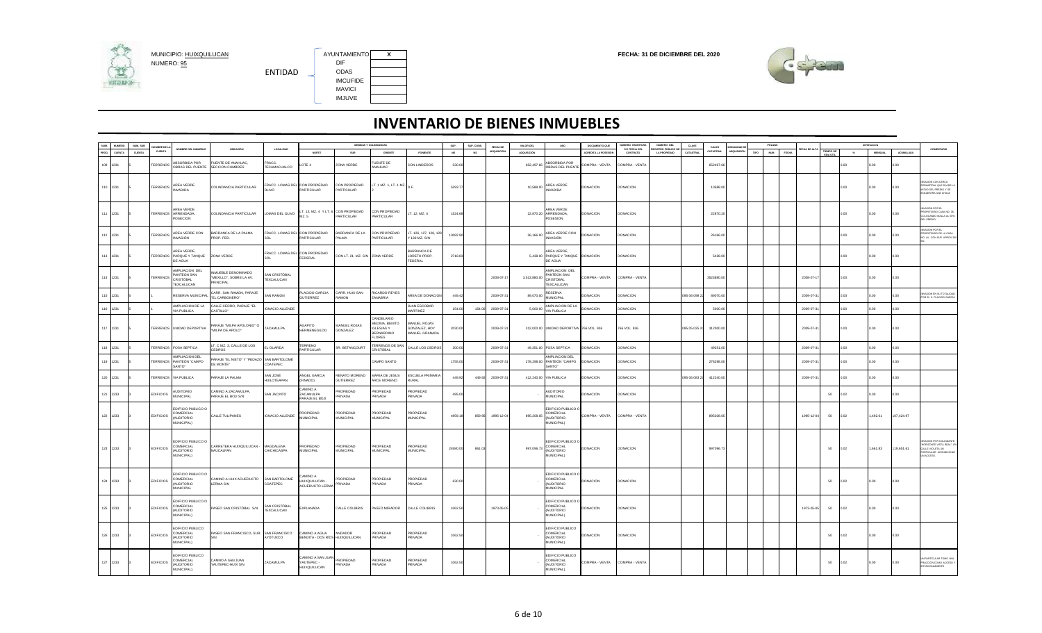MUNICIPIO: HUIXQUILUCAN
NUMERO: 95

ENTIDAD

| | |
|---|---|
| AYUNTAMIENTO | X |
| DIF | |
| ODAS | |
| IMCUFIDE | |
| MAVICI | |
| IMJUVE | |

FECHA: 31 DE DICIEMBRE DEL 2020

# INVENTARIO DE BIENES INMUEBLES

| NUM. PROG. | NUMERO CUENTA | NUM. SUB CUENTA | NOMBRE DE LA CUENTA | NOMBRE DEL INMUEBLE | UBICACION | LOCALIDAD | MEDIDAS Y COLINDANCIAS NORTE | SUR | ORIENTE | PONIENTE | SUP. M2 | SUP. CONS. M2 | FECHA DE ADQUISICION | VALOR DEL ADQUISICION | USO | DOCUMENTO QUE ACREDITA LA POSESION | NUMERO ESCRITURA Y/O FECHA DEL CONTRATO | NUMERO DEL REGISTRO PUBLICO DE LA PROPIEDAD | CLAVE CATASTRAL | VALOR CATASTRAL | MODALIDAD DE ADQUISICION | PÓLIZAS TIPO | NUM | FECHA | FECHA DE ALTA | TIEMPO DE VIDA UTIL | DEPRECIACION % | MENSUAL | ACUMULADA | COMENTARIO |
|---|---|---|---|---|---|---|---|---|---|---|---|---|---|---|---|---|---|---|---|---|---|---|---|---|---|---|---|---|---|---|
| 109 | 1231 | 5 | TERRENOS | ABSORBIDA POR OBRAS DEL PUENTE | FUENTE DE ANAHUAC, SECCION CUMBRES | FRACC. TECAMACHALCO | LOTE 6 | ZONA VERDE | FUENTE DE ANAHUAC | CON LINDEROS | 530.00 | | | 652,497.68 | ABSORBIDA POR OBRAS DEL PUENTE | COMPRA - VENTA | COMPRA - VENTA | | | 652497.68 | | | | | | | 0.00 | 0.00 | 0.00 | |
| 110 | 1231 | 5 | TERRENOS | AREA VERDE INVADIDA | COLINDANCIA PARTICULAR | FRACC. LOMAS DEL OLIVO | CON PROPIEDAD PARTICULAR | CON PROPIEDAD PARTICULAR | LT. 1 MZ. 1, LT. 1 MZ. 2 | D.F. | 5293.77 | | | 10,588.00 | AREA VERDE INVADIDA | DONACION | DONACION | | | 10588.00 | | | | | | | 0.00 | 0.00 | 0.00 | INVASION CON CERCA PERIMETRAL QUE DIVIDE LA MITAD DEL PREDIO Y SE ENCUENTRA UNA CHOZA |
| 111 | 1231 | 5 | TERRENOS | AREA VERDE ARRENDADA, POSECION | COLINDANCIA PARTICULAR | LOMAS DEL OLIVO | LT. 13, MZ. 4 Y LT. 6 MZ. 5 | CON PROPIEDAD PARTICULAR | CON PROPIEDAD PARTICULAR | LT. 12, MZ. 4 | 3524.08 | | | 22,870.20 | AREA VERDE ARRENDADA, POSESION | DONACION | DONACION | | | 22870.20 | | | | | | | 0.00 | 0.00 | 0.00 | INVASION POR EL PROPIETARIO CASA NO. 38, COLOCANDO MALLA AL 50% DEL PREDIO |
| 112 | 1231 | 5 | TERRENOS | AREA VERDE CON INVASIÓN | BARRANCA DE LA PALMA PROP. FED. | FRACC. LOMAS DEL SOL | CON PROPIEDAD PARTICULAR | BARRANCA DE LA PALMA | CON PROPIEDAD PARTICULAR | LT. 126, 127, 128, 129 Y 130 MZ. S/N | 13992.00 | | | 26,166.00 | AREA VERDE CON INVASIÓN | DONACION | DONACION | | | 26166.00 | | | | | | | 0.00 | 0.00 | 0.00 | INVASION POR EL PROPIETARIO DE LA CASA NO. xx, CON SUP. APROX 200 M2 |
| 113 | 1231 | 5 | TERRENOS | AREA VERDE, PARQUE Y TANQUE DE AGUA | ZONA VERDE | FRACC. LOMAS DEL SOL | CON PROPIEDAD FEDERAL | CON LT. 21, MZ. S/N | ZONA VERDE | BARRANCA DE LORETO PROP. FEDERAL | 2718.93 | | | 5,438.00 | AREA VERDE, PARQUE Y TANQUE DE AGUA | DONACION | DONACION | | | 5438.00 | | | | | | | 0.00 | 0.00 | 0.00 | |
| 114 | 1231 | 5 | TERRENOS | AMPLIACION DEL PANTEON SAN CRISTOBAL TEXCALUCAN | INMUEBLE DENOMINADO "MEXILLO", SOBRE LA AV. PRINCIPAL | SAN CRISTÓBAL TEXCALUCAN | | | | | | | 2009-07-17 | 3,529,980.00 | AMPLIACION DEL PANTEON SAN CRISTOBAL TEXCALUCAN | COMPRA - VENTA | COMPRA - VENTA | | | 3529980.00 | | | | | 2009-07-17 | | 0.00 | 0.00 | 0.00 | |
| 115 | 1231 | 5 | 1 | RESERVA MUNICIPAL | CARR. SAN RAMON, PARAJE "EL CARBONERO" | SAN RAMON | PLACIDO GARCIA GUTIERREZ | CARR. HUIX-SAN RAMON | RICARDO REYES ZANABRIA | AREA DE DONACION | 449.42 | | 2009-07-31 | 89,070.00 | RESERVA MUNICIPAL | DONACION | DONACION | | 095 06 098 2 | 89070.00 | | | | | 2009-07-31 | | 0.00 | 0.00 | 0.00 | INVASION EN SU TOTALIDAD POR EL C. PLACIDO GARCIA |
| 116 | 1231 | 5 | 1 | AMPLIACION DE LA VIA PUBLICA | CALLE CEDRO, PARAJE "EL CASTILLO" | IGNACIO ALLENDE | | | | JUAN ESCOBAR MARTINEZ | 154.00 | 154.00 | 2009-07-31 | 5,000.00 | AMPLIACION DE LA VIA PUBLICA | DONACION | DONACION | | | 5000.00 | | | | | 2009-07-31 | | 0.00 | 0.00 | 0.00 | |
| 117 | 1231 | 5 | TERRENOS | UNIDAD DEPORTIVA | PARAJE "MILPA APOLONIO" O "MILPA DE APOLO" | ZACAMULPA | AGAPITO HERMENEGILDO | MANUEL ROJAS GONZALEZ | CANDELARIO MEDINA, BENITO IGLESIAS Y BERNARDINO FLORES | MANUEL ROJAS GONZALEZ, HOY MANUEL GRANADA | 2030.00 | | 2009-07-31 | 312,000.00 | UNIDAD DEPORTIVA | 768 VOL. 936 | 768 VOL. 936 | | 095 35 025 2 | 312000.00 | | | | | 2009-07-31 | | 0.00 | 0.00 | 0.00 | |
| 118 | 1231 | 5 | TERRENOS | FOSA SEPTICA | LT. C MZ. 3, CALLE DE LOS CEDROS | EL GUARDA | TERRENO PARTICULAR | SR. BETANCOURT | TERRENOS DE SAN CRISTOBAL | CALLE LOS CEDROS | 300.00 | | 2009-07-31 | 49,251.00 | FOSA SEPTICA | DONACION | DONACION | | | 49251.00 | | | | | 2009-07-31 | | 0.00 | 0.00 | 0.00 | |
| 119 | 1231 | 5 | TERRENOS | AMPLIACION DEL PANTEON "CAMPO SANTO" | PARAJE "EL NIETO" Y "PEDAZO DE MONTE" | SAN BARTOLOMÉ COATEPEC | | | CAMPO SANTO | | 1755.00 | | 2009-07-31 | 278,298.00 | AMPLIACION DEL PANTEON "CAMPO SANTO" | DONACION | DONACION | | | 278298.00 | | | | | 2009-07-31 | | 0.00 | 0.00 | 0.00 | |
| 120 | 1231 | 5 | TERRENOS | VIA PUBLICA | PARAJE LA PALMA | SAN JOSE HUILOTEAPAN | ANGEL GARCIA (FINADO) | RENATO MORENO GUTIERREZ | MARIA DE JESUS ARCE MORENO | ESCUELA PRIMARIA RURAL | 449.92 | 449.92 | 2009-07-31 | 412,240.00 | VIA PUBLICA | DONACION | DONACION | | 095 06 083 2 | 412240.00 | | | | | 2009-07-31 | | 0.00 | 0.00 | 0.00 | |
| 121 | 1233 | 3 | EDIFICIOS | AUDITORIO MUNICIPAL | CAMINO A ZACAMULPA, PARAJE EL BOJI S/N | SAN JACINTO | CAMINO A ZACAMULPA PARAJE EL BOJI | PROPIEDAD PRIVADA | PROPIEDAD PRIVADA | PROPIEDAD PRIVADA | 495.00 | | | - | AUDITORIO MUNICIPAL | DONACION | DONACION | | | | | | | | | 50 | 0.02 | 0.00 | 0.00 | |
| 122 | 1233 | 3 | EDIFICIOS | EDIFICIO PUBLICO O COMERCIAL (AUDITORIO MUNICIPAL) | CALLE TULIPANES | IGNACIO ALLENDE | PROPIEDAD MUNICIPAL | PROPIEDAD MUNICIPAL | PROPIEDAD MUNICIPAL | PROPIEDAD MUNICIPAL | 4959.18 | 859.95 | 1995-12-04 | 895,208.05 | EDIFICIO PUBLICO O COMERCIAL (AUDITORIO MUNICIPAL) | COMPRA - VENTA | COMPRA - VENTA | | | 895208.05 | | | | | 1995-12-04 | 50 | 0.02 | 1,492.01 | 107,424.97 | |
| 123 | 1233 | 3 | EDIFICIOS | EDIFICIO PUBLICO O COMERCIAL (AUDITORIO MUNICIPAL) | CARRETERA HUIXQUILUCAN - NAUCALPAN | MAGDALENA CHICHICASPA | PROPIEDAD MUNICIPAL | PROPIEDAD MUNICIPAL | PROPIEDAD MUNICIPAL | PROPIEDAD MUNICIPAL | 24580.00 | 661.00 | | 997,096.73 | EDIFICIO PUBLICO O COMERCIAL (AUDITORIO MUNICIPAL) | DONACION | DONACION | | | 997096.73 | | | | | | 50 | 0.02 | 1,661.83 | 119,651.61 | INVASION POR COLINDANTE "HORIZONTE VISTA REAL" EN CALLE VIOLETA 4A PARTICULAR ACONDICIONO JUEGOS |
| 124 | 1233 | 3 | EDIFICIOS | EDIFICIO PUBLICO O COMERCIAL (AUDITORIO MUNICIPAL | CAMINO A HUIX ACUEDUCTO LERMA S/N | SAN BARTOLOMÉ COATEPEC | CAMINO A HUIXQUILUCAN - ACUEDUCTO LERMA | PROPIEDAD PRIVADA | PROPIEDAD PRIVADA | PROPIEDAD PRIVADA | 630.00 | | | - | EDIFICIO PUBLICO O COMERCIAL (AUDITORIO MUNICIPAL | DONACION | DONACION | | | | | | | | | 50 | 0.02 | 0.00 | 0.00 | |
| 125 | 1233 | 3 | EDIFICIOS | EDIFICIO PUBLICO O COMERCIAL (AUDITORIO MUNICIPAL) | PASEO SAN CRISTOBAL S/N | SAN CRISTÓBAL TEXCALUCAN | EXPLANADA | CALLE COLIBRIS | PASEO MIRADOR | CALLE COLIBRIS | 1062.50 | | 1973-05-05 | - | EDIFICIO PUBLICO O COMERCIAL (AUDITORIO MUNICIPAL) | DONACION | DONACION | | | | | | | | 1973-05-05 | 50 | 0.02 | 0.00 | 0.00 | |
| 126 | 1233 | 3 | EDIFICIOS | EDIFICIO PUBLICO COMERCIAL (AUDITORIO MUNICIPAL) | PASEO SAN FRANCISCO, SUR. S/N | SAN FRANCISCO AYOTUXCO | CAMINO A AGUA BENDITA - DOS RIOS | ANDADOR HUIXQUILUCAN | PROPIEDAD PRIVADA | PROPIEDAD PRIVADA | 1062.50 | | | - | EDIFICIO PUBLICO COMERCIAL (AUDITORIO MUNICIPAL) | DONACION | DONACION | | | | | | | | | 50 | 0.02 | 0.00 | 0.00 | |
| 127 | 1233 | 3 | EDIFICIOS | EDIFICIO PUBLICO COMERCIAL (AUDITORIO MUNICIPAL) | CAMINO A SAN JUAN YAUTEPEC HUIX S/N | ZACAMULPA | CAMINO A SAN JUAN YAUTEPEC - HUIXQUILUCAN | PROPIEDAD PRIVADA | PROPIEDAD PRIVADA | PROPIEDAD PRIVADA | 1062.50 | | | - | EDIFICIO PUBLICO COMERCIAL (AUDITORIO MUNICIPAL) | COMPRA - VENTA | COMPRA - VENTA | | | | | | | | | 50 | 0.02 | 0.00 | 0.00 | UN PARTICULAR TOMO UNA FRACCION COMO ACCESO Y ESTACIONAMIENTO |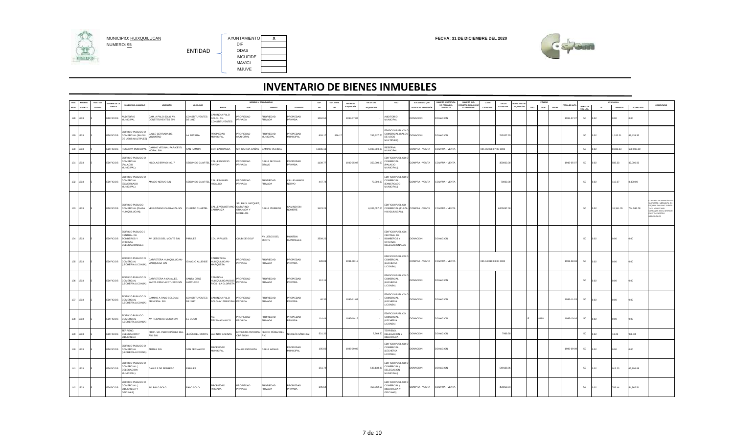MUNICIPIO: HUIXQUILUCAN
NUMERO: 95

ENTIDAD

| | |
|---|---|
| AYUNTAMIENTO | X |
| DIF | |
| ODAS | |
| IMCUFIDE | |
| MAVICI | |
| IMJUVE | |

FECHA: 31 DE DICIEMBRE DEL 2020

# INVENTARIO DE BIENES INMUEBLES

| NUM. PROG. | NUMERO CUENTA | NUM. SUB CUENTA | NOMBRE DE LA CUENTA | NOMBRE DEL INMUEBLE | UBICACION | LOCALIDAD | MEDIDAS Y COLINDANCIAS NORTE | SUR | ORIENTE | PONIENTE | SUP. M2 | SUP. CONS. M2 | FECHA DE ADQUISICION | VALOR DEL ADQUISICION | USO | DOCUMENTO QUE ACREDITA LA POSESION | NUMERO ESCRITURA Y/O FECHA DEL CONTRATO | NUMERO DEL REGISTRO PUBLICO DE LA PROPIEDAD | CLAVE CATASTRAL | VALOR CATASTRAL | MODALIDAD DE ADQUISICION | POLIZAS TIPO | NUM. | FECHA | FECHA DE ALTA | DEPRECIACION TIEMPO DE VIDA UTIL | % | MENSUAL | ACUMULADA | COMENTARIO |
|---|---|---|---|---|---|---|---|---|---|---|---|---|---|---|---|---|---|---|---|---|---|---|---|---|---|---|---|---|---|---|
| 128 | 1233 | 3 | EDIFICIOS | AUDITORIO MUNICIPAL | CAM. A PALO SOLO AV. CONSTITUYENTES S/N | CONSTITUYENTES DE 1917 | CAMINO A PALO SOLO - AV. CONSTITUYENTES | PROPIEDAD PRIVADA | PROPIEDAD PRIVADA | PROPIEDAD PRIVADA | 1062.50 | | 1993-07-07 | - | AUDITORIO MUNICIPAL | DONACION | DONACION | | | | | | | | 1993-07-07 | 50 | 0.02 | 0.00 | 0.00 | |
| 129 | 1233 | | EDIFICIOS | EDIFICIO PUBLICO O COMERCIAL (SALON DE USOS MULTIPLES) | CALLE CERRADA DE VOLUNTAD | LA RETAMA | PROPIEDAD MUNICIPAL | PROPIEDAD MUNICIPAL | PROPIEDAD MUNICIPAL | PROPIEDAD MUNICIPAL | 626.17 | 626.17 | | 745,327.70 | EDIFICIO PUBLICO O COMERCIAL (SALON DE USOS MULTIPLES) | DONACION | DONACION | | | 745327.70 | | | | | | 50 | 0.02 | 1,242.21 | 89,439.32 | |
| 130 | 1233 | 8 | EDIFICIOS | RESERVA MUNICIPAL | CAMINO VECINAL PARAJE EL MORAL S/N | SAN RAMON | CON BARRANCA | SR. GARCIA CAÑAS | CAMINO VECINAL | | 13006.13 | | | 5,000,000.00 | RESERVA MUNICIPAL | COMPRA - VENTA | COMPRA - VENTA | | 095 06 098 07 00 0000 | | | | | | | 50 | 0.02 | 8,333.33 | 600,000.00 | |
| 131 | 1233 | 5 | EDIFICIOS | EDIFICIO PUBLICO O COMERCIAL (PALACIO MUNICIPAL) | NICOLAS BRAVO NO. 7 | SEGUNDO CUARTEL | CALLE IGNACIO RAYON | PROPIEDAD PRIVADA | CALLE NICOLAS BRAVO | PROPIEDAD PRIVADA | 1139.77 | | 1942-05-07 | 350,000.00 | EDIFICIO PUBLICO O COMERCIAL (PALACIO MUNICIPAL) | COMPRA - VENTA | COMPRA - VENTA | | | 350000.00 | | | | | 1942-05-07 | 50 | 0.02 | 583.33 | 42,000.00 | |
| 132 | 1233 | 5 | EDIFICIOS | EDIFICIO PUBLICO O COMERCIAL (EXMERCADO MUNICIPAL) | AMADO NERVO S/N | SEGUNDO CUARTEL | CALLE MIGUEL HIDALGO | PROPIEDAD PRIVADA | PROPIEDAD PRIVADA | CALLE AMADO NERVO | 447.74 | | | 70,000.00 | EDIFICIO PUBLICO O COMERCIAL (EXMERCADO MUNICIPAL) | COMPRA - VENTA | COMPRA - VENTA | | | 70000.00 | | | | | | 50 | 0.02 | 116.67 | 8,400.00 | |
| 133 | 1233 | 5 | EDIFICIOS | EDIFICIO PUBLICO COMERCIAL (PLAZA HUIXQUILUCAN) | VENUSTIANO CARRANZA S/N | CUARTO CUARTEL | CALLE VENUSTIANO CARRANZA | SR. RAUL VAZQUEZ, CATARINO GRANADA Y MORELOS | CALLE ITURBIDE | CAMINO SIN NOMBRE | 3423.25 | | | 6,205,057.00 | EDIFICIO PUBLICO COMERCIAL (PLAZA HUIXQUILUCAN) | COMPRA - VENTA | COMPRA - VENTA | | | 6205057.00 | | | | | | 50 | 0.02 | 10,341.76 | 744,586.78 | CONTINUA LA RAZÓN CON LA PUESTO MERCANTIL EN ESQUINA PASEANDO ZAPATA Y AV. VENUSTIANO CARRANZA, EN EL INTERIOR EXISTEN PUESTOS MERCANTILES |
| 134 | 1233 | 5 | EDIFICIOS | EDIFICIO PUBLICO ( CENTRAL DE BOMBEROS Y OFICINAS DELEGACIONALES | AV. JESUS DEL MONTE S/N | PIRULES | COL. PIRULES | CLUB DE GOLF | AV. JESUS DEL MONTE | MONTÓN CUARTELES | 3509.20 | | | - | EDIFICIO PUBLICO ( CENTRAL DE BOMBEROS Y OFICINAS DELEGACIONALES | DONACION | DONACION | | | | | | | | | 50 | 0.02 | 0.00 | 0.00 | |
| 135 | 1233 | 5 | EDIFICIOS | EDIFICIO PUBLICO O COMERCIAL (LECHERIA LICONSA) | CARRETERA HUIXQUILUCAN - MARQUESA S/N | IGNACIO ALLENDE | CARRETERA HUIXQUILUCAN - MARQUESA | PROPIEDAD PRIVADA | PROPIEDAD PRIVADA | PROPIEDAD PRIVADA | 128.00 | | 1991-08-18 | - | EDIFICIO PUBLICO O COMERCIAL (LECHERIA LICONSA) | COMPRA - VENTA | COMPRA - VENTA | | 095 04 010 03 00 0000 | | | | | | 1991-08-18 | 50 | 0.02 | 0.00 | 0.00 | |
| 136 | 1233 | 5 | EDIFICIOS | EDIFICIO PUBLICO O COMERCIAL (LECHERIA LICONSA) | CARRETERA A CANALES, SANTA CRUZ AYOTUXCO S/N | SANTA CRUZ AYOTUXCO | CAMINO A HUIXQUILUCAN DOS RIOS - LA GLORIETA | PROPIEDAD PRIVADA | PROPIEDAD PRIVADA | PROPIEDAD PRIVADA | 112.11 | | | - | EDIFICIO PUBLICO O COMERCIAL (LECHERIA LICONSA) | DONACION | DONACION | | | | | | | | | 50 | 0.02 | 0.00 | 0.00 | |
| 137 | 1233 | 5 | EDIFICIOS | EDIFICIO PUBLICO O COMERCIAL (LECHERIA LICONSA) | CAMINO A PALO SOLO AV. PRINCIPAL S/N | CONSTITUYENTES DE 1917 | CAMINO A PALO SOLO AV. PRINCIPAL | PROPIEDAD PRIVADA | PROPIEDAD PRIVADA | PROPIEDAD PRIVADA | 60.00 | | 1995-11-03 | - | EDIFICIO PUBLICO O COMERCIAL (LECHERIA LICONSA) | DONACION | DONACION | | | | | | | | 1995-11-03 | 50 | 0.02 | 0.00 | 0.00 | |
| 138 | 1233 | 5 | EDIFICIOS | EDIFICIO PUBLICO COMERCIAL (LECHERIA LICONSA) | AV. TECAMACHALCO S/N | EL OLIVO | AV. TECAMACHALCO | PROPIEDAD PRIVADA | PROPIEDAD PRIVADA | PROPIEDAD PRIVADA | 114.44 | | 1995-10-16 | - | EDIFICIO PUBLICO COMERCIAL (LECHERIA LICONSA) | DONACION | DONACION | | | | | E | 9168 | | 1995-10-16 | 50 | 0.02 | 0.00 | 0.00 | |
| 139 | 1233 | 5 | EDIFICIOS | TERRENO, DELEGACION Y BIBLIOTECA | PROP. SR. PEDRO PEREZ DEL RIO S/N | JESUS DEL MONTE | JACINTO SALINAS | ERNESTO ANTOMAN OBREGON | PEDRO PEREZ DEL RIO | NICOLAS SANCHEZ | 531.33 | | | 7,968.50 | TERRENO, DELEGACION Y BIBLIOTECA | DONACION | DONACION | | | 7968.50 | | | | | | 50 | 0.02 | 13.28 | 956.34 | |
| 140 | 1233 | 5 | EDIFICIOS | EDIFICIO PUBLICO O COMERCIAL (LECHERIA LICONSA) | ARMAS S/N | SAN FERNANDO | PROPIEDAD MUNICIPAL | CALLE ESPOLETA | CALLE ARMAS | PROPIEDAD MUNICIPAL | 105.00 | | 1986-09-09 | - | EDIFICIO PUBLICO O COMERCIAL (LECHERIA LICONSA) | DONACION | DONACION | | | | | | | | 1986-09-09 | 50 | 0.02 | 0.00 | 0.00 | |
| 141 | 1233 | 5 | EDIFICIOS | EDIFICIO PUBLICO O COMERCIAL ( DELEGACION MUNICIPAL) | CALLE 5 DE FEBRERO | PIRULES | | | | | 251.78 | | | 549,138.96 | EDIFICIO PUBLICO O COMERCIAL ( DELEGACION MUNICIPAL) | DONACION | DONACION | | | 549138.96 | | | | | | 50 | 0.02 | 915.23 | 65,896.68 | |
| 142 | 1233 | 5 | EDIFICIOS | EDIFICIO PUBLICO O COMERCIAL ( BIBLIOTECA Y OFICINAS) | AV. PALO SOLO | PALO SOLO | PROPIEDAD PRIVADA | PROPIEDAD PRIVADA | PROPIEDAD PRIVADA | PROPIEDAD PRIVADA | 296.64 | | | 458,062.59 | EDIFICIO PUBLICO O COMERCIAL ( BIBLIOTECA Y OFICINAS) | COMPRA - VENTA | COMPRA - VENTA | | | 458050.84 | | | | | | 50 | 0.02 | 763.44 | 54,967.51 | |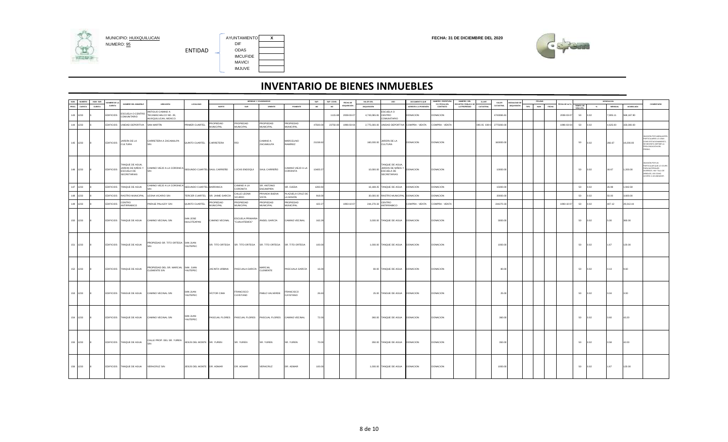MUNICIPIO: HUIXQUILUCAN
NUMERO: 95

ENTIDAD

| | |
|---|---|
| AYUNTAMIENTO | X |
| DIF | |
| ODAS | |
| IMCUFIDE | |
| MAVICI | |
| IMJUVE | |

FECHA: 31 DE DICIEMBRE DEL 2020

# INVENTARIO DE BIENES INMUEBLES

| NUM PROG. | NUMERO CUENTA | NUM. SUB CUENTA | NOMBRE DE LA CUENTA | NOMBRE DEL INMUEBLE | UBICACION | LOCALIDAD | MEDIDAS Y COLINDANCIAS NORTE | SUR | ORIENTE | PONIENTE | SUP. M2 | SUP. CONS. M2 | FECHA DE ADQUISICION | VALOR DEL ADQUISICION | USO | DOCUMENTO QUE ACREDITA LA POSESION | NUMERO ESCRITURA Y/O FECHA DEL CONTRATO | NUMERO DEL REGISTRO PUBLICO DE LA PROPIEDAD | CLAVE CATASTRAL | VALOR CATASTRAL | MODALIDAD DE ADQUISICION | PÓLIZAS TIPO | NUM | FECHA | FECHA DE ALTA | DEPRECIACION TIEMPO DE VIDA UTIL | % | MENSUAL | ACUMULADA | COMENTARIO |
|---|---|---|---|---|---|---|---|---|---|---|---|---|---|---|---|---|---|---|---|---|---|---|---|---|---|---|---|---|---|---|
| 143 | 1233 | 5 | EDIFICIOS | ESCUELA O CENTRO COMUNITARIO | ANTIGUO CAMINO A TECAMACHALCO NO. 26, HUIXQUILUCAN, MEXICO. | | | | | | | 1115.68 | 2000-03-07 | 4,743,065.81 | ESCUELA O CENTRO COMUNITARIO | DONACION | DONACION | | | 4743065.81 | | | | | 2000-03-07 | 50 | 0.02 | 7,905.11 | 360,167.90 | |
| 144 | 1233 | 5 | EDIFICIOS | UNIDAD DEPORTIVA | SAN MARTIN | PRIMER CUARTEL | PROPIEDAD MUNICIPAL | PROPIEDAD MUNICIPAL | PROPIEDAD MUNICIPAL | PROPIEDAD MUNICIPAL | 47500.00 | 23750.00 | 1996-03-04 | 2,775,000.00 | UNIDAD DEPORTIVA | COMPRA - VENTA | COMPRA - VENTA | | 095 05 039 0 | 2775000.00 | | | | | 1996-03-04 | 50 | 0.02 | 4,625.00 | 333,000.00 | |
| 145 | 1233 | 8 | EDIFICIOS | JARDIN DE LA CULTURA | CARRETERA A ZACAMULPA S/N | QUINTO CUARTEL | CARRETERA | RIO | CAMINO A ZACAMULPA | MARCELINO RAMIREZ | 21158.92 | | | 160,000.00 | JARDIN DE LA CULTURA | DONACION | DONACION | | | 160000.00 | | | | | | 50 | 0.02 | 266.67 | 19,200.00 | INVASIÓN POR AMBULANTES PARTICULARES LO USAN COMO ESTACIONAMIENTO. SE NECESITA DEFINIR LA PROLONGACIÓN DEL PREDIO. |
| 146 | 1233 | 8 | EDIFICIOS | TANQUE DE AGUA, JARDIN DE NIÑOS Y ESCUELA DE SECRETARIAS | CAMINO VIEJO A LA CORONICA S/N | SEGUNDO CUARTEL | SAUL CARREÑO | LUCAS ENDOQUI | SAUL CARREÑO | CAMINO VIEJO A LA CORONITA | 10405.57 | | | 10,000.00 | TANQUE DE AGUA, JARDIN DE NIÑOS Y ESCUELA DE SECRETARIAS | DONACION | DONACION | | | 10000.00 | | | | | | 50 | 0.02 | 16.67 | 1,200.00 | INVASIÓN POR UN PARTICULAR QUE LO OCUPA PARA MATERIALES DIVERSOS. HAY TALA DE ÁRBOLES. ASI COMO ACCESO A UN ANDADOR. |
| 147 | 1233 | 8 | EDIFICIOS | TANQUE DE AGUA | CAMINO VIEJO A LA CORONICA S/N | SEGUNDO CUARTEL | BARRANCA | CAMINO A LA CORONITA | SR. ANTONIO ENCARPIRA | SR. OJEDA | 1263.92 | | | 16,188.25 | TANQUE DE AGUA | DONACION | DONACION | | | 15000.00 | | | | | | 50 | 0.02 | 26.98 | 1,942.59 | |
| 148 | 1233 | 8 | EDIFICIOS | RASTRO MUNICIPAL | LEONA VICARIO S/N | TERCER CUARTEL | SR. JAIME GARCIA | CALLE LEONA VICARIO | PRIVADA BUENA VISTA | PLAZUELA CRUZ DE LA MISIÓN | 918.00 | | | 30,000.00 | RASTRO MUNICIPAL | DONACION | DONACION | | | 30000.00 | | | | | | 50 | 0.02 | 50.00 | 3,600.00 | |
| 149 | 1233 | 8 | EDIFICIOS | CENTRO ANTIRRABICO | PARAJE PALAJOY S/N | QUINTO CUARTEL | PROPIEDAD MUNICIPAL | PROPIEDAD MUNICIPAL | PROPIEDAD MUNICIPAL | PROPIEDAD MUNICIPAL | 422.27 | | 1993-10-07 | 244,270.33 | CENTRO ANTIRRABICO | COMPRA - VENTA | COMPRA - VENTA | | | 244270.33 | | | | | 1993-10-07 | 50 | 0.02 | 407.12 | 29,312.44 | |
| 150 | 1233 | 8 | EDIFICIOS | TANQUE DE AGUA | CAMINO VECINAL S/N | SAN JOSE HUILOTEAPAN | CAMINO VECINAL | ESCUELA PRIMARIA "CUAUHTEMOC" | ANGEL GARCÍA | CAMINO VECINAL | 162.29 | | | 3,000.00 | TANQUE DE AGUA | DONACION | DONACION | | | 3000.00 | | | | | | 50 | 0.02 | 5.00 | 360.00 | |
| 151 | 1233 | 8 | EDIFICIOS | TANQUE DE AGUA | PROPIEDAD SR. TITO ORTEGA S/N | SAN JUAN YAUTEPEC | SR. TITO ORTEGA | SR. TITO ORTEGA | SR. TITO ORTEGA | SR. TITO ORTEGA | 100.00 | | | 1,000.00 | TANQUE DE AGUA | DONACION | DONACION | | | 1000.00 | | | | | | 50 | 0.02 | 1.67 | 120.00 | |
| 152 | 1233 | 8 | EDIFICIOS | TANQUE DE AGUA | PROPIEDAD DEL SR. MARCIAL CLEMENTE S/N | SAN JUAN YAUTEPEC | JACINTA URBINA | PASCUALA GARCIA | MARCIAL CLEMENTE | PASCUALA GARCIA | 16.00 | | | 80.00 | TANQUE DE AGUA | DONACION | DONACION | | | 80.00 | | | | | | 50 | 0.02 | 0.13 | 9.60 | |
| 153 | 1233 | 8 | EDIFICIOS | TANQUE DE AGUA | CAMINO VECINAL S/N | SAN JUAN YAUTEPEC | VICTOR CIMA | FRANCISCO CAYETANO | PABLO VALVERDE | FRANCISCO CAYETANO | 26.63 | | | 25.00 | TANQUE DE AGUA | DONACION | DONACION | | | 25.00 | | | | | | 50 | 0.02 | 0.04 | 3.00 | |
| 154 | 1233 | 8 | EDIFICIOS | TANQUE DE AGUA | CAMINO VECINAL S/N | SAN JUAN YAUTEPEC | PASCUAL FLORES | PASCUAL FLORES | PASCUAL FLORES | CAMINO VECINAL | 72.00 | | | 360.00 | TANQUE DE AGUA | DONACION | DONACION | | | 360.00 | | | | | | 50 | 0.02 | 0.60 | 43.20 | |
| 155 | 1233 | 8 | EDIFICIOS | TANQUE DE AGUA | CALLE PROP. DEL SR. YUREN S/N | JESUS DEL MONTE | SR. YUREN | SR. YUREN | SR. YUREN | SR. YUREN | 70.00 | | | 350.00 | TANQUE DE AGUA | DONACION | DONACION | | | 350.00 | | | | | | 50 | 0.02 | 0.58 | 42.00 | |
| 156 | 1233 | 8 | EDIFICIOS | TANQUE DE AGUA | VERACRUZ S/N | JESUS DEL MONTE | DR. ADMAR | DR. ADMAR | VERACRUZ | DR. ADMAR | 100.00 | | | 1,000.00 | TANQUE DE AGUA | DONACION | DONACION | | | 1000.00 | | | | | | 50 | 0.02 | 1.67 | 120.00 | |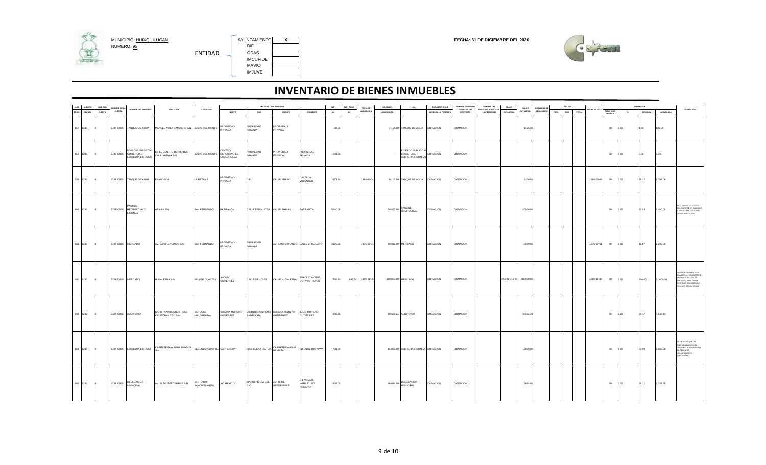MUNICIPIO: HUIXQUILUCAN
NUMERO: 95

ENTIDAD

| | |
|---|---|
| AYUNTAMIENTO | X |
| DIF | |
| ODAS | |
| IMCUFIDE | |
| MAVICI | |
| IMJUVE | |

**FECHA: 31 DE DICIEMBRE DEL 2020**

# INVENTARIO DE BIENES INMUEBLES

| NUM. PROG. | NUMERO CUENTA | NUM. SUB CUENTA | NOMBRE DE LA CUENTA | NOMBRE DEL INMUEBLE | UBICACIÓN | LOCALIDAD | MEDIDAS Y COLINDANCIAS NORTE | SUR | ORIENTE | PONIENTE | SUP. M2 | SUP. CONS. M2 | FECHA DE ADQUISICION | VALOR DEL ADQUISICION | USO | DOCUMENTO QUE ACREDITA LA POSESION | NUMERO ESCRITURA Y/O FECHA DEL CONTRATO | NUMERO DEL REGISTRO PUBLICO DE LA PROPIEDAD | CLAVE CATASTRAL | VALOR CATASTRAL | MODALIDAD DE ADQUISICION | PÓLIZAS TIPO | NUM. | FECHA | FECHA DE ALTA | DEPRECIACION TIEMPO DE VIDA UTIL | % | MENSUAL | ACUMULADA | COMENTARIOS |
|---|---|---|---|---|---|---|---|---|---|---|---|---|---|---|---|---|---|---|---|---|---|---|---|---|---|---|---|---|---|---|
| 157 | 1233 | 8 | EDIFICIOS | TANQUE DE AGUA | MANUEL ÁVILA CAMACHO S/N | JESUS DEL MONTE | PROPIEDAD PRIVADA | PROPIEDAD PRIVADA | PROPIEDAD PRIVADA | | 92.50 | | | 1,125.00 | TANQUE DE AGUA | DONACIÓN | DONACION | | | 1125.00 | | | | | | 50 | 0.02 | 1.88 | 135.00 | |
| 158 | 1233 | 8 | EDIFICIOS | EDIFICIO PUBLICO O COMERCIAL ( LECHERIA LICONSA) | EN EL CENTRO DEPORTIVO CHULUHUAYA S/N | JESUS DEL MONTE | CENTRO DEPORTIVO EL CHULUHUAYA | PROPIEDAD PRIVADA | PROPIEDAD PRIVADA | PROPIEDAD PRIVADA | 241.60 | | | - | EDIFICIO PUBLICO O COMERCIAL ( LECHERIA LICONSA) | DONACION | DONACION | | | | | | | | | 50 | 0.02 | 0.00 | 0.00 | |
| 159 | 1233 | 8 | EDIFICIOS | TANQUE DE AGUA | EBANO S/N | LA RETAMA | PROPIEDAD PRIVADA | D.F. | CALLE EBANO | CALZADA VOLUNTAD | 1071.34 | | 1984-06-04 | 9,100.50 | TANQUE DE AGUA | DONACION | DONACION | | | 9100.50 | | | | | 1984-06-04 | 50 | 0.02 | 15.17 | 1,092.06 | |
| 160 | 1233 | 8 | EDIFICIOS | PARQUE RECREATIVO Y LICONSA | ARMAS S/N | SAN FERNANDO | BARRANCA | CALLE ESPOLETAS | CALLE ARMAS | BARRANCA | 5840.00 | | | 20,000.00 | PARQUE RECREATIVO | DONACION | DONACION | | | 20000.00 | | | | | | 50 | 0.02 | 33.33 | 2,400.00 | REALIZARON UN ACCESO CONSISTENTE EN ANDADOR Y ESCALERAS, ASI COMO CASAS HABITACION. |
| 161 | 1233 | 8 | EDIFICIOS | MERCADO | AV. SAN FERNANDO S/N | SAN FERNANDO | PROPIEDAD PRIVADA | PROPIEDAD PRIVADA | AV. SAN FERNANDO | CALLE ZITACUARO | 1020.00 | | 1976-07-01 | 10,000.00 | MERCADO | DONACION | DONACION | | | 10000.00 | | | | | 1976-07-01 | 50 | 0.02 | 16.67 | 1,200.00 | |
| 162 | 1233 | 8 | EDIFICIOS | MERCADO | H. GALEANA S/N | PRIMER CUARTEL | ALONSO GUTIERREZ | CALLE DELICIAS | CALLE H. GALEANA | ANACLETA CRUZ, OCTAVIO REYES | 963.23 | 889.56 | 1980-11-06 | 180,000.00 | MERCADO | DONACION | DONACION | | 095 01 012 0 | 180000.00 | | | | | 1980-11-06 | 50 | 0.02 | 300.00 | 21,600.00 | INVASION POR UN LOCAL COMERCIAL CONSISTENTE EN PALETERIA QUE SE ENCUENTRA EN LA PARTE EXTERIOR DEL MERCADO CON SUP. APROX. 36 M2 |
| 163 | 1233 | 8 | EDIFICIOS | AUDITORIO | CARR.. SANTA CRUZ - SAN CRISTOBAL TEX. S/N | SAN JOSE HUILOTEAPAN | SUSANA MORENO GUTIERREZ | VICTORIO MORENO SANTILLAN | SUSANA MORENO GUTIERREZ | JULIO MORENO GUTIERREZ | 995.25 | | | 59,502.21 | AUDITORIO | DONACION | DONACION | | | 59502.21 | | | | | | 50 | 0.02 | 99.17 | 7,140.11 | |
| 164 | 1233 | 8 | EDIFICIOS | LECHERIA LICONSA | CARRETERA A AGUA BENDITA S/N | SEGUNDO CUARTEL | CARRETERA | SRA. ELENA GARCIA | CARRETERA AGUA BENDITA | SR. ALBERTO NAVA | 797.20 | | | 15,000.00 | LECHERIA LICONSA | DONACION | DONACION | | | 15000.00 | | | | | | 50 | 0.02 | 25.00 | 1,800.00 | SE DETECTA QUE UN PARTICULAR LO UTILIZA COMO ESTACIONAMIENTO, SE REQUIERE LEVANTAMIENTO TOPOGRAFICO |
| 165 | 1233 | 8 | EDIFICIOS | DELEGACIÓN MUNICIPAL | AV. 16 DE SEPTIEMBRE S/N | SANTIAGO YANCUITLALPAN | AV. MEXICO | MARIO PEREZ DEL RIO | AV. 16 DE SEPTIEMBRE | GIL VILLAR, MARCELINO ROMERO | 837.00 | | | 16,864.00 | DELEGACIÓN MUNICIPAL | DONACION | DONACION | | | 16864.00 | | | | | | 50 | 0.02 | 28.11 | 2,023.68 | |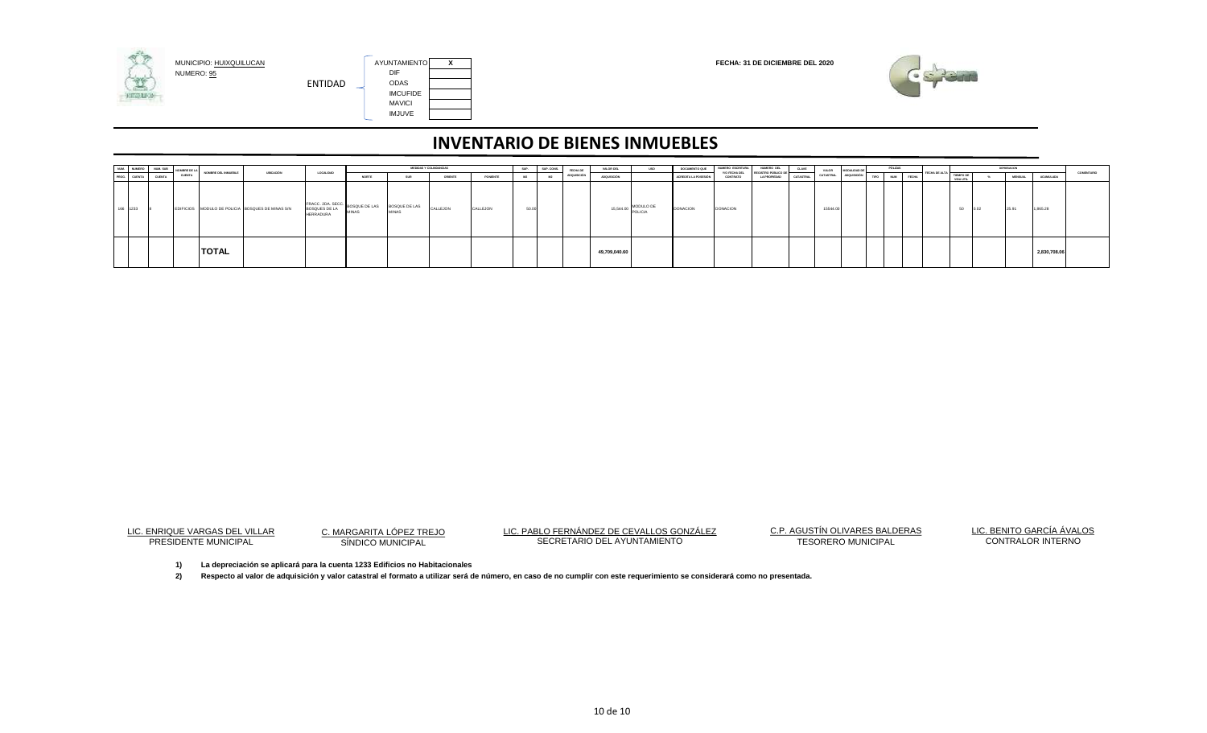MUNICIPIO: HUIXQUILUCAN
NUMERO: 95

ENTIDAD

| | |
|---|---|
| AYUNTAMIENTO | X |
| DIF | |
| ODAS | |
| IMCUFIDE | |
| MAVICI | |
| IMJUVE | |

**FECHA: 31 DE DICIEMBRE DEL 2020**

# INVENTARIO DE BIENES INMUEBLES

| NUM. PROG. | NUMERO CUENTA | NUM. SUB CUENTA | NOMBRE DE LA CUENTA | NOMBRE DEL INMUEBLE | UBICACION | LOCALIDAD | MEDIDAS Y COLINDANCIAS NORTE | SUR | ORIENTE | PONIENTE | SUP. M2 | SUP. CONS. M2 | FECHA DE ADQUISICION | VALOR DEL ADQUISICION | USO | DOCUMENTO QUE ACREDITA LA POSESION | NUMERO ESCRITURA Y/O FECHA DEL CONTRATO | NUMERO DEL REGISTRO PUBLICO DE LA PROPIEDAD | CLAVE CATASTRAL | VALOR CATASTRAL | MODALIDAD DE ADQUISICION | PÓLIZAS TIPO | NUM | FECHA | FECHA DE ALTA | DEPRECIACION TIEMPO DE VIDA UTIL | % | MENSUAL | ACUMULADA | COMENTARIO |
|---|---|---|---|---|---|---|---|---|---|---|---|---|---|---|---|---|---|---|---|---|---|---|---|---|---|---|---|---|---|---|
| 198 | 1233 | 8 | EDIFICIOS | MODULO DE POLICIA | BOSQUES DE MINAS S/N | FRACC. 2DA. SECC. BOSQUES DE LA HERRADURA | BOSQUE DE LAS MINAS | BOSQUE DE LAS MINAS | CALLEJON | CALLEJON | 50.00 | | | 15,544.00 | MODULO DE POLICIA | DONACION | DONACION | | | 15544.00 | | | | | | 50 | 0.02 | 25.91 | 1,865.28 | |
| | | | | **TOTAL** | | | | | | | | | | **49,709,040.60** | | | | | | | | | | | | | | | **2,830,708.06** | |

LIC. ENRIQUE VARGAS DEL VILLAR
PRESIDENTE MUNICIPAL

C. MARGARITA LÓPEZ TREJO
SÍNDICO MUNICIPAL

LIC. PABLO FERNÁNDEZ DE CEVALLOS GONZÁLEZ
SECRETARIO DEL AYUNTAMIENTO

C.P. AGUSTÍN OLIVARES BALDERAS
TESORERO MUNICIPAL

LIC. BENITO GARCÍA ÁVALOS
CONTRALOR INTERNO

1) **La depreciación se aplicará para la cuenta 1233 Edificios no Habitacionales**
2) **Respecto al valor de adquisición y valor catastral el formato a utilizar será de número, en caso de no cumplir con este requerimiento se considerará como no presentada.**